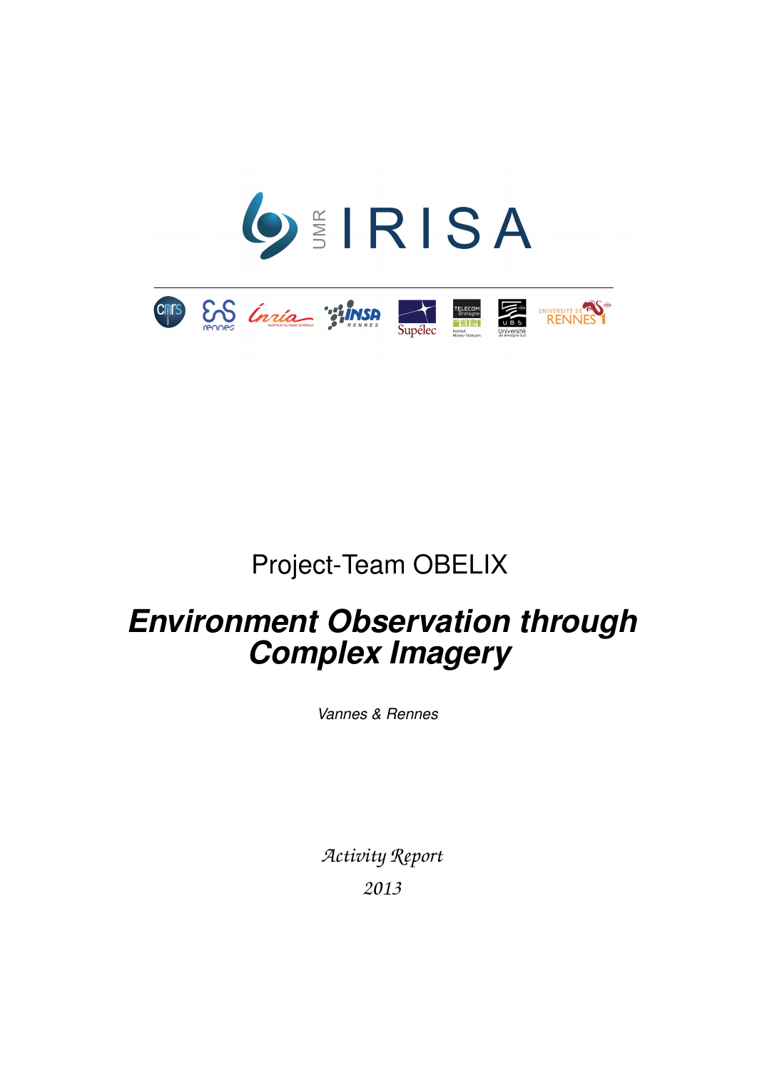Project-Team OBELIX

# *Environment Observation through Complex Imagery*

*Vannes & Rennes*

*Activity Report*

*2013*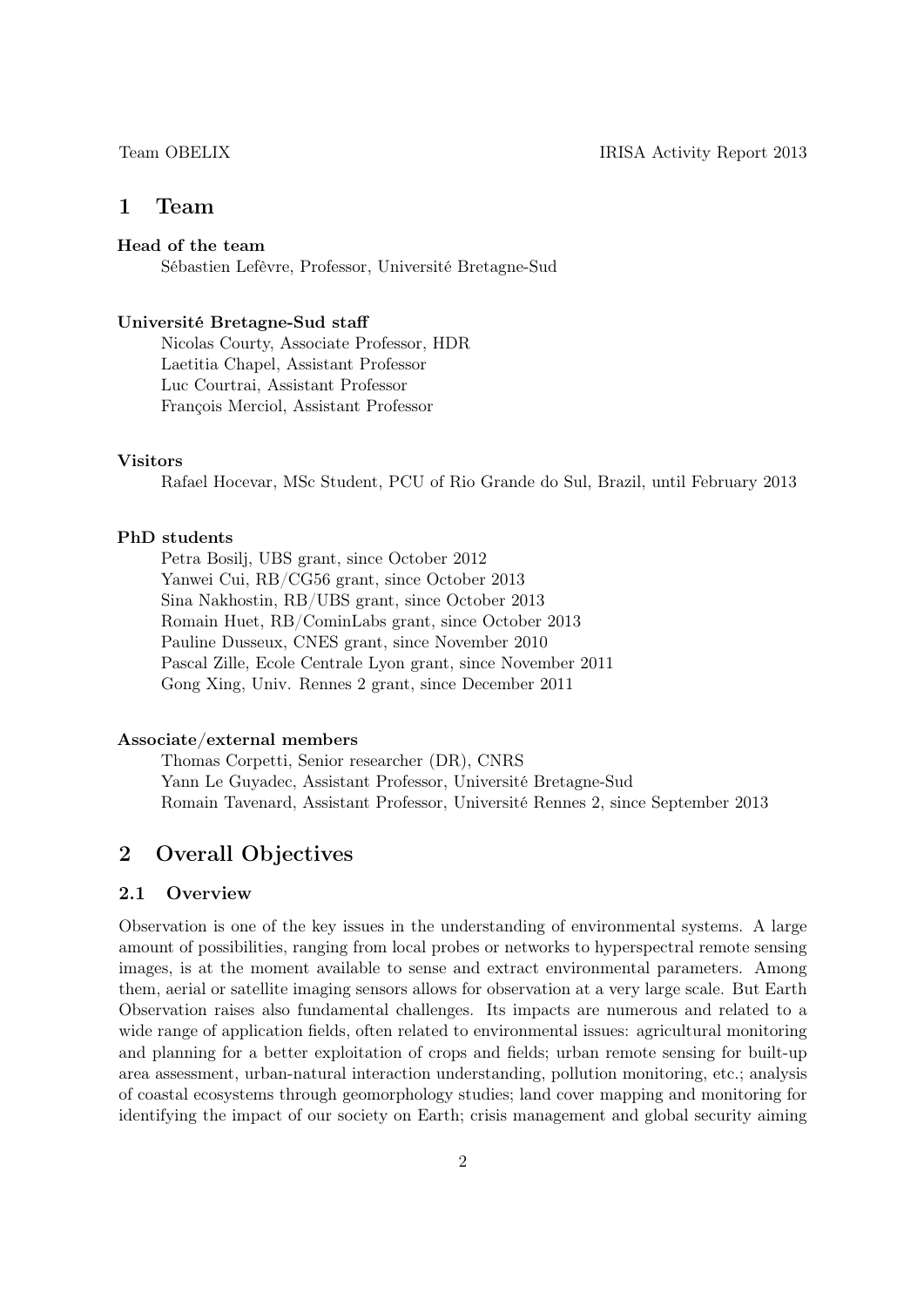# 1 Team

**Head of the team**

Sébastien Lefèvre, Professor, Université Bretagne-Sud

**Université Bretagne-Sud staff**

Nicolas Courty, Associate Professor, HDR
Laetitia Chapel, Assistant Professor
Luc Courtrai, Assistant Professor
François Merciol, Assistant Professor

**Visitors**

Rafael Hocevar, MSc Student, PCU of Rio Grande do Sul, Brazil, until February 2013

**PhD students**

Petra Bosilj, UBS grant, since October 2012
Yanwei Cui, RB/CG56 grant, since October 2013
Sina Nakhostin, RB/UBS grant, since October 2013
Romain Huet, RB/CominLabs grant, since October 2013
Pauline Dusseux, CNES grant, since November 2010
Pascal Zille, Ecole Centrale Lyon grant, since November 2011
Gong Xing, Univ. Rennes 2 grant, since December 2011

**Associate/external members**

Thomas Corpetti, Senior researcher (DR), CNRS
Yann Le Guyadec, Assistant Professor, Université Bretagne-Sud
Romain Tavenard, Assistant Professor, Université Rennes 2, since September 2013

# 2 Overall Objectives

## 2.1 Overview

Observation is one of the key issues in the understanding of environmental systems. A large amount of possibilities, ranging from local probes or networks to hyperspectral remote sensing images, is at the moment available to sense and extract environmental parameters. Among them, aerial or satellite imaging sensors allows for observation at a very large scale. But Earth Observation raises also fundamental challenges. Its impacts are numerous and related to a wide range of application fields, often related to environmental issues: agricultural monitoring and planning for a better exploitation of crops and fields; urban remote sensing for built-up area assessment, urban-natural interaction understanding, pollution monitoring, etc.; analysis of coastal ecosystems through geomorphology studies; land cover mapping and monitoring for identifying the impact of our society on Earth; crisis management and global security aiming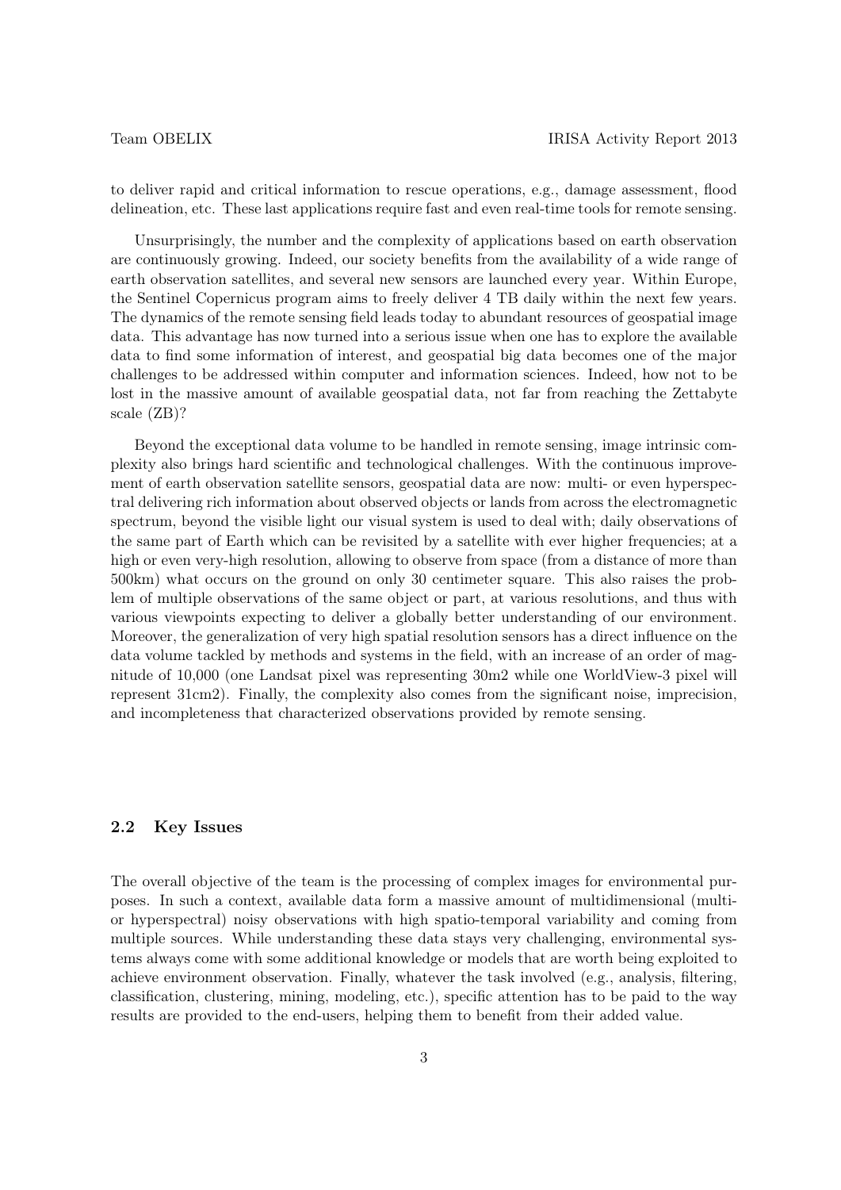to deliver rapid and critical information to rescue operations, e.g., damage assessment, flood delineation, etc. These last applications require fast and even real-time tools for remote sensing.

Unsurprisingly, the number and the complexity of applications based on earth observation are continuously growing. Indeed, our society benefits from the availability of a wide range of earth observation satellites, and several new sensors are launched every year. Within Europe, the Sentinel Copernicus program aims to freely deliver 4 TB daily within the next few years. The dynamics of the remote sensing field leads today to abundant resources of geospatial image data. This advantage has now turned into a serious issue when one has to explore the available data to find some information of interest, and geospatial big data becomes one of the major challenges to be addressed within computer and information sciences. Indeed, how not to be lost in the massive amount of available geospatial data, not far from reaching the Zettabyte scale (ZB)?

Beyond the exceptional data volume to be handled in remote sensing, image intrinsic complexity also brings hard scientific and technological challenges. With the continuous improvement of earth observation satellite sensors, geospatial data are now: multi- or even hyperspectral delivering rich information about observed objects or lands from across the electromagnetic spectrum, beyond the visible light our visual system is used to deal with; daily observations of the same part of Earth which can be revisited by a satellite with ever higher frequencies; at a high or even very-high resolution, allowing to observe from space (from a distance of more than 500km) what occurs on the ground on only 30 centimeter square. This also raises the problem of multiple observations of the same object or part, at various resolutions, and thus with various viewpoints expecting to deliver a globally better understanding of our environment. Moreover, the generalization of very high spatial resolution sensors has a direct influence on the data volume tackled by methods and systems in the field, with an increase of an order of magnitude of 10,000 (one Landsat pixel was representing 30m2 while one WorldView-3 pixel will represent 31cm2). Finally, the complexity also comes from the significant noise, imprecision, and incompleteness that characterized observations provided by remote sensing.

## 2.2 Key Issues

The overall objective of the team is the processing of complex images for environmental purposes. In such a context, available data form a massive amount of multidimensional (multi- or hyperspectral) noisy observations with high spatio-temporal variability and coming from multiple sources. While understanding these data stays very challenging, environmental systems always come with some additional knowledge or models that are worth being exploited to achieve environment observation. Finally, whatever the task involved (e.g., analysis, filtering, classification, clustering, mining, modeling, etc.), specific attention has to be paid to the way results are provided to the end-users, helping them to benefit from their added value.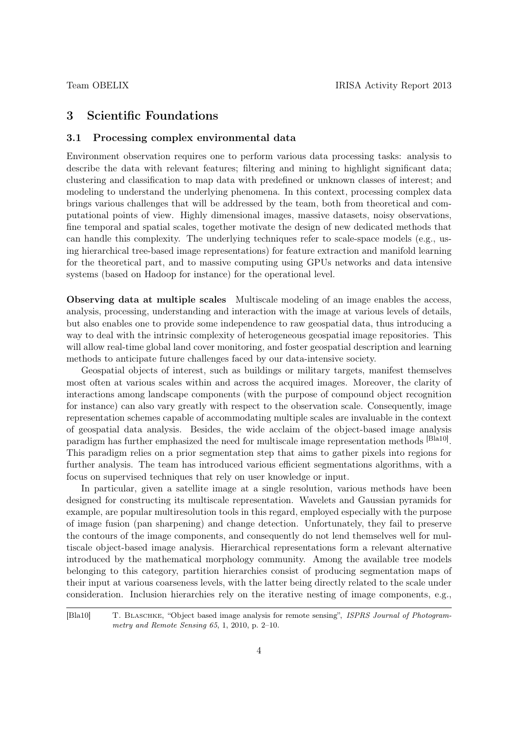# 3 Scientific Foundations

## 3.1 Processing complex environmental data

Environment observation requires one to perform various data processing tasks: analysis to describe the data with relevant features; filtering and mining to highlight significant data; clustering and classification to map data with predefined or unknown classes of interest; and modeling to understand the underlying phenomena. In this context, processing complex data brings various challenges that will be addressed by the team, both from theoretical and computational points of view. Highly dimensional images, massive datasets, noisy observations, fine temporal and spatial scales, together motivate the design of new dedicated methods that can handle this complexity. The underlying techniques refer to scale-space models (e.g., using hierarchical tree-based image representations) for feature extraction and manifold learning for the theoretical part, and to massive computing using GPUs networks and data intensive systems (based on Hadoop for instance) for the operational level.

**Observing data at multiple scales** Multiscale modeling of an image enables the access, analysis, processing, understanding and interaction with the image at various levels of details, but also enables one to provide some independence to raw geospatial data, thus introducing a way to deal with the intrinsic complexity of heterogeneous geospatial image repositories. This will allow real-time global land cover monitoring, and foster geospatial description and learning methods to anticipate future challenges faced by our data-intensive society.

Geospatial objects of interest, such as buildings or military targets, manifest themselves most often at various scales within and across the acquired images. Moreover, the clarity of interactions among landscape components (with the purpose of compound object recognition for instance) can also vary greatly with respect to the observation scale. Consequently, image representation schemes capable of accommodating multiple scales are invaluable in the context of geospatial data analysis. Besides, the wide acclaim of the object-based image analysis paradigm has further emphasized the need for multiscale image representation methods [Bla10]. This paradigm relies on a prior segmentation step that aims to gather pixels into regions for further analysis. The team has introduced various efficient segmentations algorithms, with a focus on supervised techniques that rely on user knowledge or input.

In particular, given a satellite image at a single resolution, various methods have been designed for constructing its multiscale representation. Wavelets and Gaussian pyramids for example, are popular multiresolution tools in this regard, employed especially with the purpose of image fusion (pan sharpening) and change detection. Unfortunately, they fail to preserve the contours of the image components, and consequently do not lend themselves well for multiscale object-based image analysis. Hierarchical representations form a relevant alternative introduced by the mathematical morphology community. Among the available tree models belonging to this category, partition hierarchies consist of producing segmentation maps of their input at various coarseness levels, with the latter being directly related to the scale under consideration. Inclusion hierarchies rely on the iterative nesting of image components, e.g.,

[Bla10] T. Blaschke, "Object based image analysis for remote sensing", *ISPRS Journal of Photogrammetry and Remote Sensing 65*, 1, 2010, p. 2–10.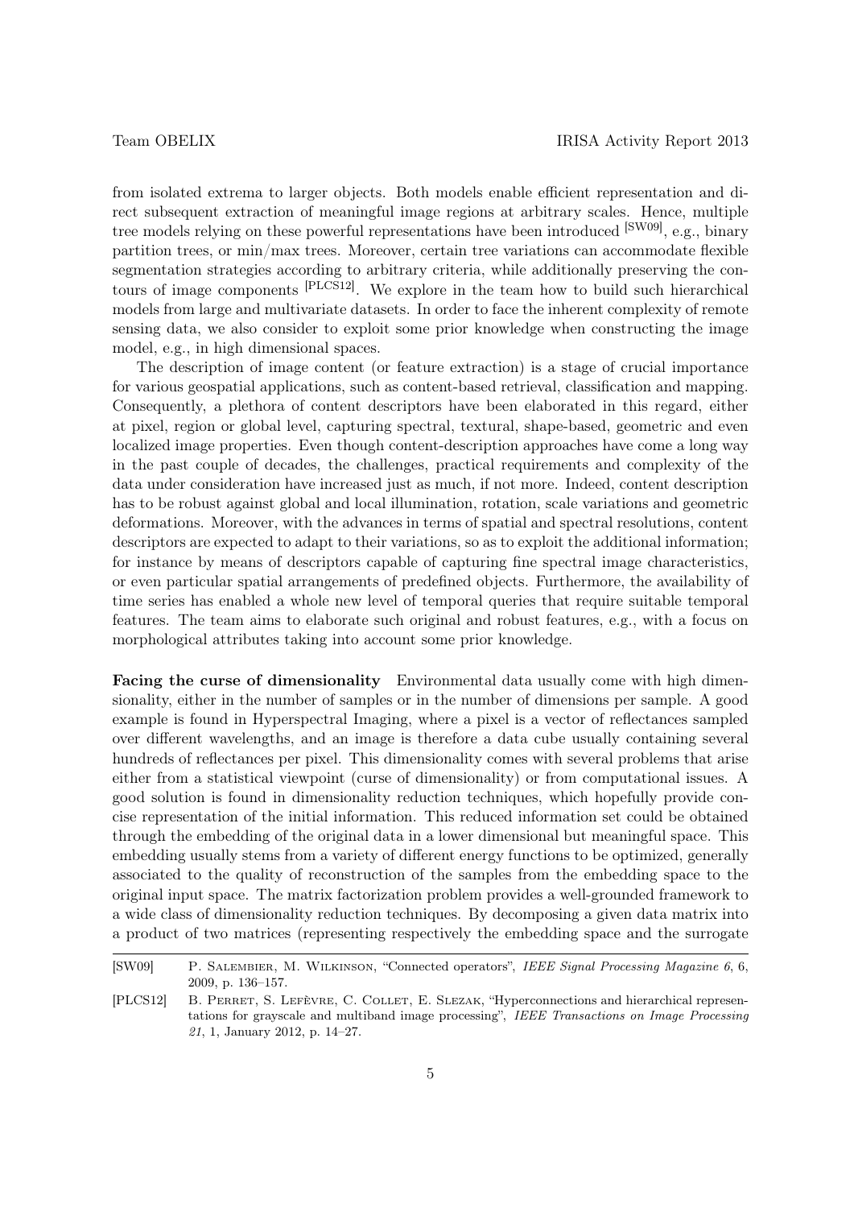from isolated extrema to larger objects. Both models enable efficient representation and direct subsequent extraction of meaningful image regions at arbitrary scales. Hence, multiple tree models relying on these powerful representations have been introduced [SW09], e.g., binary partition trees, or min/max trees. Moreover, certain tree variations can accommodate flexible segmentation strategies according to arbitrary criteria, while additionally preserving the contours of image components [PLCS12]. We explore in the team how to build such hierarchical models from large and multivariate datasets. In order to face the inherent complexity of remote sensing data, we also consider to exploit some prior knowledge when constructing the image model, e.g., in high dimensional spaces.

The description of image content (or feature extraction) is a stage of crucial importance for various geospatial applications, such as content-based retrieval, classification and mapping. Consequently, a plethora of content descriptors have been elaborated in this regard, either at pixel, region or global level, capturing spectral, textural, shape-based, geometric and even localized image properties. Even though content-description approaches have come a long way in the past couple of decades, the challenges, practical requirements and complexity of the data under consideration have increased just as much, if not more. Indeed, content description has to be robust against global and local illumination, rotation, scale variations and geometric deformations. Moreover, with the advances in terms of spatial and spectral resolutions, content descriptors are expected to adapt to their variations, so as to exploit the additional information; for instance by means of descriptors capable of capturing fine spectral image characteristics, or even particular spatial arrangements of predefined objects. Furthermore, the availability of time series has enabled a whole new level of temporal queries that require suitable temporal features. The team aims to elaborate such original and robust features, e.g., with a focus on morphological attributes taking into account some prior knowledge.

**Facing the curse of dimensionality** Environmental data usually come with high dimensionality, either in the number of samples or in the number of dimensions per sample. A good example is found in Hyperspectral Imaging, where a pixel is a vector of reflectances sampled over different wavelengths, and an image is therefore a data cube usually containing several hundreds of reflectances per pixel. This dimensionality comes with several problems that arise either from a statistical viewpoint (curse of dimensionality) or from computational issues. A good solution is found in dimensionality reduction techniques, which hopefully provide concise representation of the initial information. This reduced information set could be obtained through the embedding of the original data in a lower dimensional but meaningful space. This embedding usually stems from a variety of different energy functions to be optimized, generally associated to the quality of reconstruction of the samples from the embedding space to the original input space. The matrix factorization problem provides a well-grounded framework to a wide class of dimensionality reduction techniques. By decomposing a given data matrix into a product of two matrices (representing respectively the embedding space and the surrogate

---

[SW09] P. Salembier, M. Wilkinson, "Connected operators", *IEEE Signal Processing Magazine 6*, 6, 2009, p. 136–157.

[PLCS12] B. Perret, S. Lefèvre, C. Collet, E. Slezak, "Hyperconnections and hierarchical representations for grayscale and multiband image processing", *IEEE Transactions on Image Processing 21*, 1, January 2012, p. 14–27.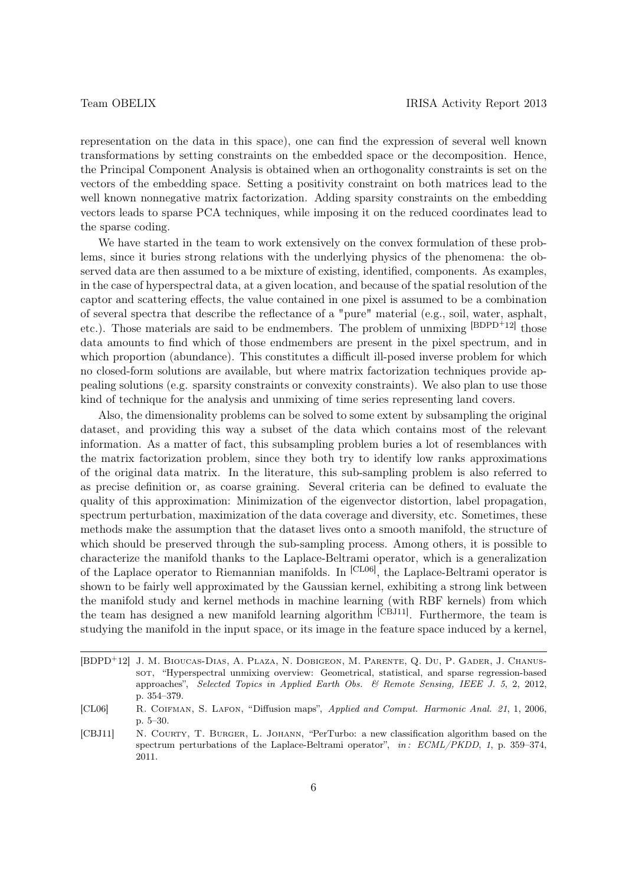representation on the data in this space), one can find the expression of several well known transformations by setting constraints on the embedded space or the decomposition. Hence, the Principal Component Analysis is obtained when an orthogonality constraints is set on the vectors of the embedding space. Setting a positivity constraint on both matrices lead to the well known nonnegative matrix factorization. Adding sparsity constraints on the embedding vectors leads to sparse PCA techniques, while imposing it on the reduced coordinates lead to the sparse coding.

We have started in the team to work extensively on the convex formulation of these problems, since it buries strong relations with the underlying physics of the phenomena: the observed data are then assumed to a be mixture of existing, identified, components. As examples, in the case of hyperspectral data, at a given location, and because of the spatial resolution of the captor and scattering effects, the value contained in one pixel is assumed to be a combination of several spectra that describe the reflectance of a "pure" material (e.g., soil, water, asphalt, etc.). Those materials are said to be endmembers. The problem of unmixing [BDPD+12] those data amounts to find which of those endmembers are present in the pixel spectrum, and in which proportion (abundance). This constitutes a difficult ill-posed inverse problem for which no closed-form solutions are available, but where matrix factorization techniques provide appealing solutions (e.g. sparsity constraints or convexity constraints). We also plan to use those kind of technique for the analysis and unmixing of time series representing land covers.

Also, the dimensionality problems can be solved to some extent by subsampling the original dataset, and providing this way a subset of the data which contains most of the relevant information. As a matter of fact, this subsampling problem buries a lot of resemblances with the matrix factorization problem, since they both try to identify low ranks approximations of the original data matrix. In the literature, this sub-sampling problem is also referred to as precise definition or, as coarse graining. Several criteria can be defined to evaluate the quality of this approximation: Minimization of the eigenvector distortion, label propagation, spectrum perturbation, maximization of the data coverage and diversity, etc. Sometimes, these methods make the assumption that the dataset lives onto a smooth manifold, the structure of which should be preserved through the sub-sampling process. Among others, it is possible to characterize the manifold thanks to the Laplace-Beltrami operator, which is a generalization of the Laplace operator to Riemannian manifolds. In [CL06], the Laplace-Beltrami operator is shown to be fairly well approximated by the Gaussian kernel, exhibiting a strong link between the manifold study and kernel methods in machine learning (with RBF kernels) from which the team has designed a new manifold learning algorithm [CBJ11]. Furthermore, the team is studying the manifold in the input space, or its image in the feature space induced by a kernel,

---

[BDPD+12] J. M. Bioucas-Dias, A. Plaza, N. Dobigeon, M. Parente, Q. Du, P. Gader, J. Chanussot, "Hyperspectral unmixing overview: Geometrical, statistical, and sparse regression-based approaches", *Selected Topics in Applied Earth Obs. & Remote Sensing, IEEE J. 5*, 2, 2012, p. 354–379.

[CL06] R. Coifman, S. Lafon, "Diffusion maps", *Applied and Comput. Harmonic Anal. 21*, 1, 2006, p. 5–30.

[CBJ11] N. Courty, T. Burger, L. Johann, "PerTurbo: a new classification algorithm based on the spectrum perturbations of the Laplace-Beltrami operator", *in: ECML/PKDD*, *1*, p. 359–374, 2011.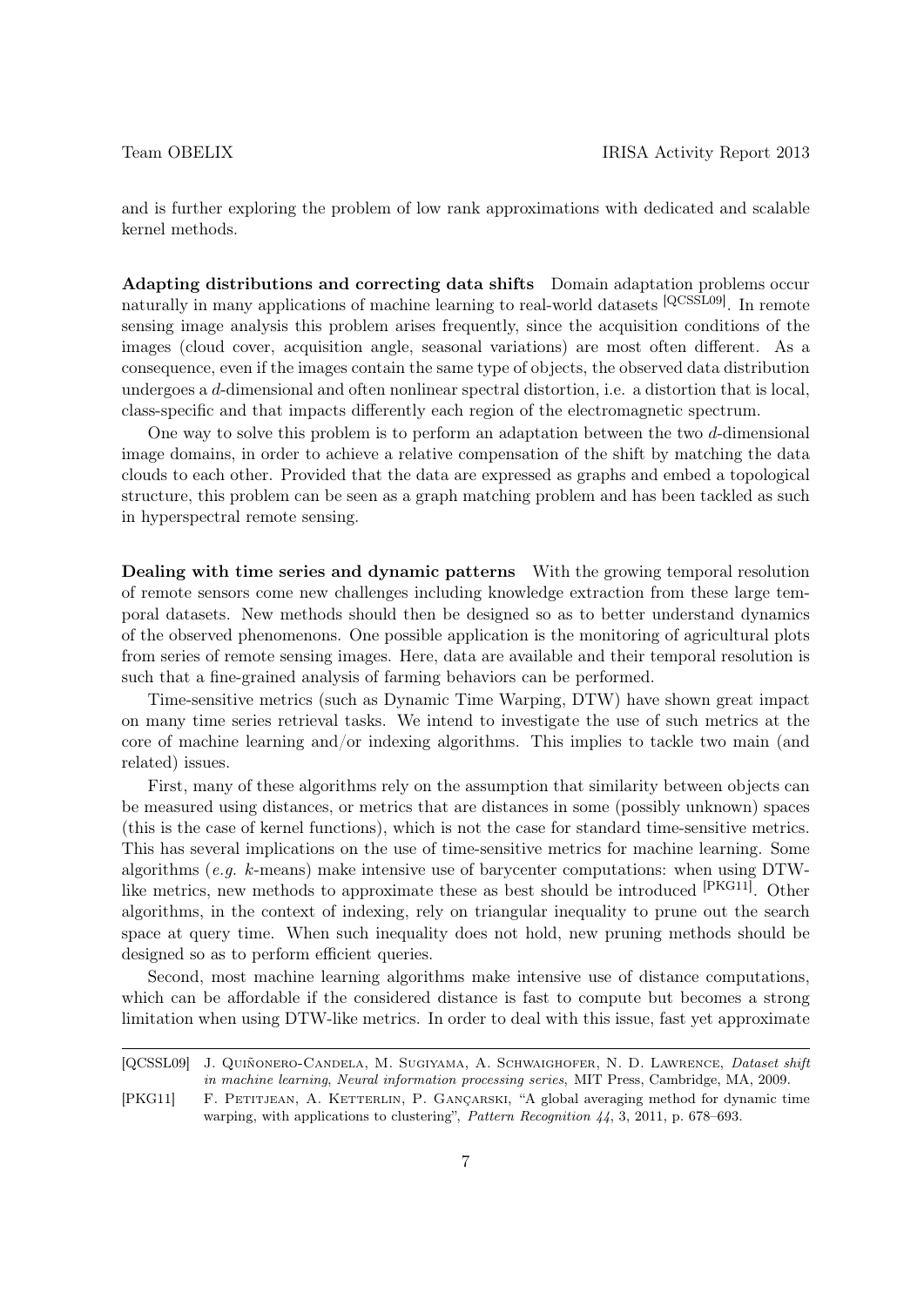and is further exploring the problem of low rank approximations with dedicated and scalable kernel methods.

**Adapting distributions and correcting data shifts** Domain adaptation problems occur naturally in many applications of machine learning to real-world datasets [QCSSL09]. In remote sensing image analysis this problem arises frequently, since the acquisition conditions of the images (cloud cover, acquisition angle, seasonal variations) are most often different. As a consequence, even if the images contain the same type of objects, the observed data distribution undergoes a $d$-dimensional and often nonlinear spectral distortion, i.e. a distortion that is local, class-specific and that impacts differently each region of the electromagnetic spectrum.

One way to solve this problem is to perform an adaptation between the two $d$-dimensional image domains, in order to achieve a relative compensation of the shift by matching the data clouds to each other. Provided that the data are expressed as graphs and embed a topological structure, this problem can be seen as a graph matching problem and has been tackled as such in hyperspectral remote sensing.

**Dealing with time series and dynamic patterns** With the growing temporal resolution of remote sensors come new challenges including knowledge extraction from these large temporal datasets. New methods should then be designed so as to better understand dynamics of the observed phenomenons. One possible application is the monitoring of agricultural plots from series of remote sensing images. Here, data are available and their temporal resolution is such that a fine-grained analysis of farming behaviors can be performed.

Time-sensitive metrics (such as Dynamic Time Warping, DTW) have shown great impact on many time series retrieval tasks. We intend to investigate the use of such metrics at the core of machine learning and/or indexing algorithms. This implies to tackle two main (and related) issues.

First, many of these algorithms rely on the assumption that similarity between objects can be measured using distances, or metrics that are distances in some (possibly unknown) spaces (this is the case of kernel functions), which is not the case for standard time-sensitive metrics. This has several implications on the use of time-sensitive metrics for machine learning. Some algorithms (*e.g.* $k$-means) make intensive use of barycenter computations: when using DTW-like metrics, new methods to approximate these as best should be introduced [PKG11]. Other algorithms, in the context of indexing, rely on triangular inequality to prune out the search space at query time. When such inequality does not hold, new pruning methods should be designed so as to perform efficient queries.

Second, most machine learning algorithms make intensive use of distance computations, which can be affordable if the considered distance is fast to compute but becomes a strong limitation when using DTW-like metrics. In order to deal with this issue, fast yet approximate

---

[QCSSL09] J. Quiñonero-Candela, M. Sugiyama, A. Schwaighofer, N. D. Lawrence, *Dataset shift in machine learning*, *Neural information processing series*, MIT Press, Cambridge, MA, 2009.

[PKG11] F. Petitjean, A. Ketterlin, P. Gançarski, "A global averaging method for dynamic time warping, with applications to clustering", *Pattern Recognition 44*, 3, 2011, p. 678–693.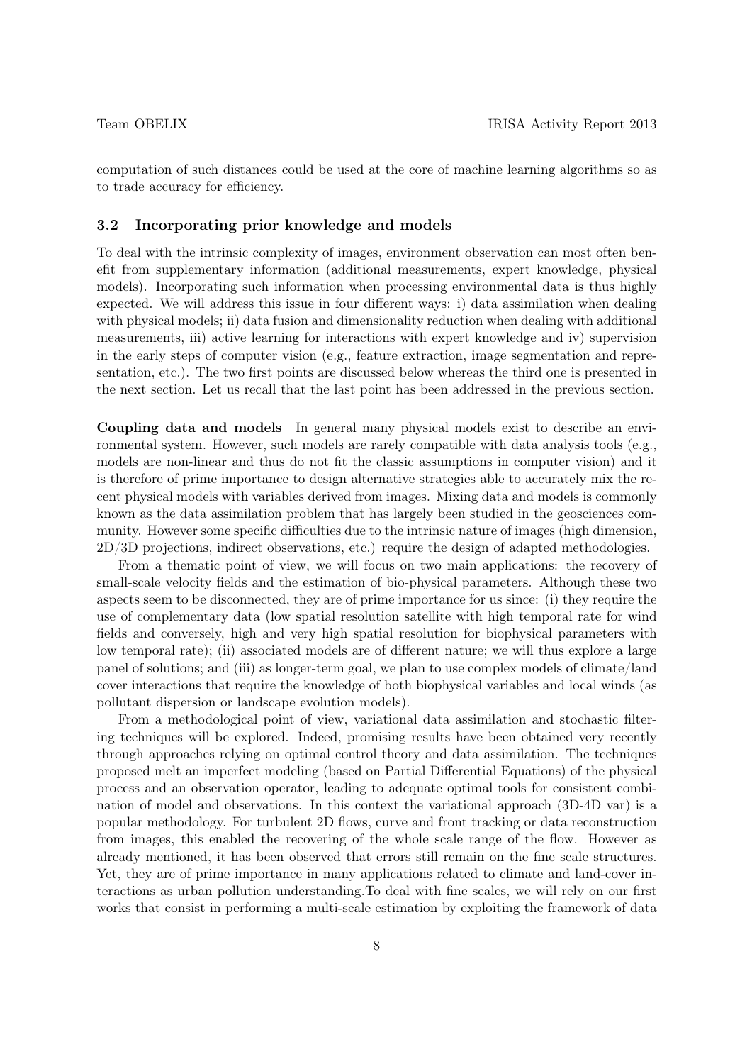computation of such distances could be used at the core of machine learning algorithms so as to trade accuracy for efficiency.

### 3.2 Incorporating prior knowledge and models

To deal with the intrinsic complexity of images, environment observation can most often benefit from supplementary information (additional measurements, expert knowledge, physical models). Incorporating such information when processing environmental data is thus highly expected. We will address this issue in four different ways: i) data assimilation when dealing with physical models; ii) data fusion and dimensionality reduction when dealing with additional measurements, iii) active learning for interactions with expert knowledge and iv) supervision in the early steps of computer vision (e.g., feature extraction, image segmentation and representation, etc.). The two first points are discussed below whereas the third one is presented in the next section. Let us recall that the last point has been addressed in the previous section.

**Coupling data and models** In general many physical models exist to describe an environmental system. However, such models are rarely compatible with data analysis tools (e.g., models are non-linear and thus do not fit the classic assumptions in computer vision) and it is therefore of prime importance to design alternative strategies able to accurately mix the recent physical models with variables derived from images. Mixing data and models is commonly known as the data assimilation problem that has largely been studied in the geosciences community. However some specific difficulties due to the intrinsic nature of images (high dimension, 2D/3D projections, indirect observations, etc.) require the design of adapted methodologies.

From a thematic point of view, we will focus on two main applications: the recovery of small-scale velocity fields and the estimation of bio-physical parameters. Although these two aspects seem to be disconnected, they are of prime importance for us since: (i) they require the use of complementary data (low spatial resolution satellite with high temporal rate for wind fields and conversely, high and very high spatial resolution for biophysical parameters with low temporal rate); (ii) associated models are of different nature; we will thus explore a large panel of solutions; and (iii) as longer-term goal, we plan to use complex models of climate/land cover interactions that require the knowledge of both biophysical variables and local winds (as pollutant dispersion or landscape evolution models).

From a methodological point of view, variational data assimilation and stochastic filtering techniques will be explored. Indeed, promising results have been obtained very recently through approaches relying on optimal control theory and data assimilation. The techniques proposed melt an imperfect modeling (based on Partial Differential Equations) of the physical process and an observation operator, leading to adequate optimal tools for consistent combination of model and observations. In this context the variational approach (3D-4D var) is a popular methodology. For turbulent 2D flows, curve and front tracking or data reconstruction from images, this enabled the recovering of the whole scale range of the flow. However as already mentioned, it has been observed that errors still remain on the fine scale structures. Yet, they are of prime importance in many applications related to climate and land-cover interactions as urban pollution understanding.To deal with fine scales, we will rely on our first works that consist in performing a multi-scale estimation by exploiting the framework of data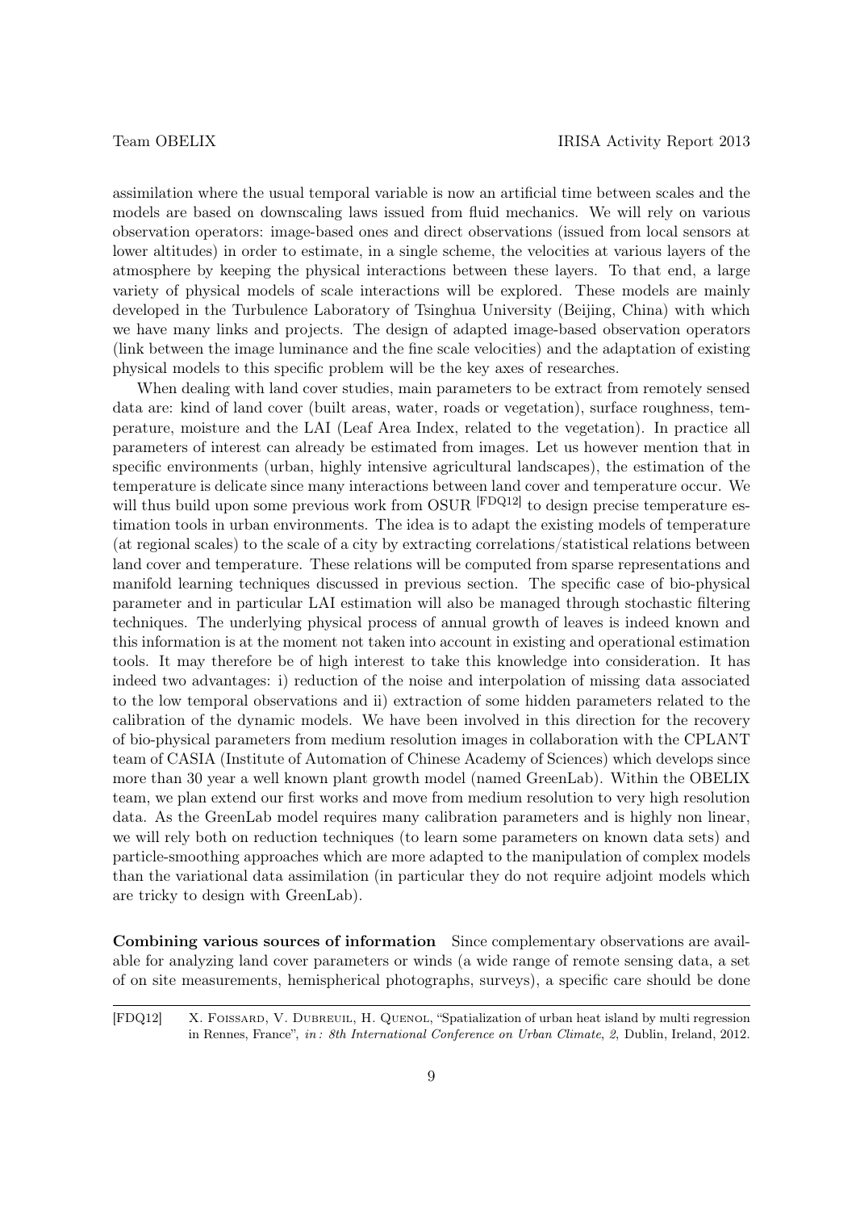assimilation where the usual temporal variable is now an artificial time between scales and the models are based on downscaling laws issued from fluid mechanics. We will rely on various observation operators: image-based ones and direct observations (issued from local sensors at lower altitudes) in order to estimate, in a single scheme, the velocities at various layers of the atmosphere by keeping the physical interactions between these layers. To that end, a large variety of physical models of scale interactions will be explored. These models are mainly developed in the Turbulence Laboratory of Tsinghua University (Beijing, China) with which we have many links and projects. The design of adapted image-based observation operators (link between the image luminance and the fine scale velocities) and the adaptation of existing physical models to this specific problem will be the key axes of researches.

When dealing with land cover studies, main parameters to be extract from remotely sensed data are: kind of land cover (built areas, water, roads or vegetation), surface roughness, temperature, moisture and the LAI (Leaf Area Index, related to the vegetation). In practice all parameters of interest can already be estimated from images. Let us however mention that in specific environments (urban, highly intensive agricultural landscapes), the estimation of the temperature is delicate since many interactions between land cover and temperature occur. We will thus build upon some previous work from OSUR [FDQ12] to design precise temperature estimation tools in urban environments. The idea is to adapt the existing models of temperature (at regional scales) to the scale of a city by extracting correlations/statistical relations between land cover and temperature. These relations will be computed from sparse representations and manifold learning techniques discussed in previous section. The specific case of bio-physical parameter and in particular LAI estimation will also be managed through stochastic filtering techniques. The underlying physical process of annual growth of leaves is indeed known and this information is at the moment not taken into account in existing and operational estimation tools. It may therefore be of high interest to take this knowledge into consideration. It has indeed two advantages: i) reduction of the noise and interpolation of missing data associated to the low temporal observations and ii) extraction of some hidden parameters related to the calibration of the dynamic models. We have been involved in this direction for the recovery of bio-physical parameters from medium resolution images in collaboration with the CPLANT team of CASIA (Institute of Automation of Chinese Academy of Sciences) which develops since more than 30 year a well known plant growth model (named GreenLab). Within the OBELIX team, we plan extend our first works and move from medium resolution to very high resolution data. As the GreenLab model requires many calibration parameters and is highly non linear, we will rely both on reduction techniques (to learn some parameters on known data sets) and particle-smoothing approaches which are more adapted to the manipulation of complex models than the variational data assimilation (in particular they do not require adjoint models which are tricky to design with GreenLab).

**Combining various sources of information** Since complementary observations are available for analyzing land cover parameters or winds (a wide range of remote sensing data, a set of on site measurements, hemispherical photographs, surveys), a specific care should be done

---

[FDQ12] X. Foissard, V. Dubreuil, H. Quenol, "Spatialization of urban heat island by multi regression in Rennes, France", *in: 8th International Conference on Urban Climate*, *2*, Dublin, Ireland, 2012.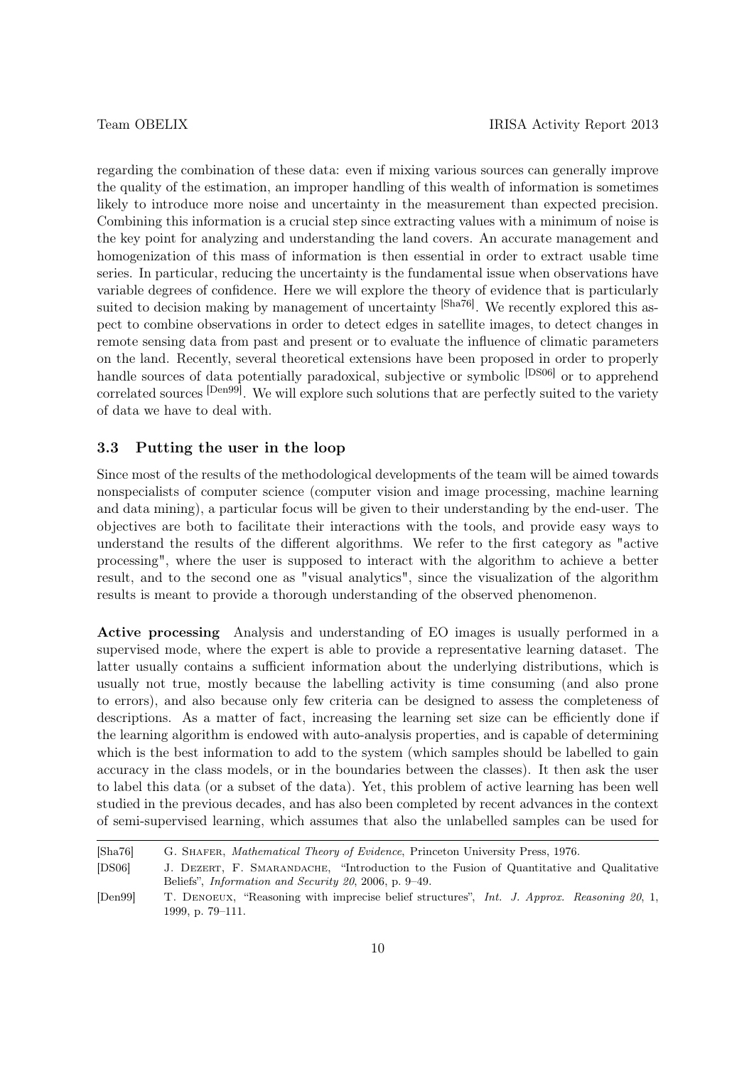regarding the combination of these data: even if mixing various sources can generally improve the quality of the estimation, an improper handling of this wealth of information is sometimes likely to introduce more noise and uncertainty in the measurement than expected precision. Combining this information is a crucial step since extracting values with a minimum of noise is the key point for analyzing and understanding the land covers. An accurate management and homogenization of this mass of information is then essential in order to extract usable time series. In particular, reducing the uncertainty is the fundamental issue when observations have variable degrees of confidence. Here we will explore the theory of evidence that is particularly suited to decision making by management of uncertainty [Sha76]. We recently explored this aspect to combine observations in order to detect edges in satellite images, to detect changes in remote sensing data from past and present or to evaluate the influence of climatic parameters on the land. Recently, several theoretical extensions have been proposed in order to properly handle sources of data potentially paradoxical, subjective or symbolic [DS06] or to apprehend correlated sources [Den99]. We will explore such solutions that are perfectly suited to the variety of data we have to deal with.

### 3.3 Putting the user in the loop

Since most of the results of the methodological developments of the team will be aimed towards nonspecialists of computer science (computer vision and image processing, machine learning and data mining), a particular focus will be given to their understanding by the end-user. The objectives are both to facilitate their interactions with the tools, and provide easy ways to understand the results of the different algorithms. We refer to the first category as "active processing", where the user is supposed to interact with the algorithm to achieve a better result, and to the second one as "visual analytics", since the visualization of the algorithm results is meant to provide a thorough understanding of the observed phenomenon.

**Active processing** Analysis and understanding of EO images is usually performed in a supervised mode, where the expert is able to provide a representative learning dataset. The latter usually contains a sufficient information about the underlying distributions, which is usually not true, mostly because the labelling activity is time consuming (and also prone to errors), and also because only few criteria can be designed to assess the completeness of descriptions. As a matter of fact, increasing the learning set size can be efficiently done if the learning algorithm is endowed with auto-analysis properties, and is capable of determining which is the best information to add to the system (which samples should be labelled to gain accuracy in the class models, or in the boundaries between the classes). It then ask the user to label this data (or a subset of the data). Yet, this problem of active learning has been well studied in the previous decades, and has also been completed by recent advances in the context of semi-supervised learning, which assumes that also the unlabelled samples can be used for

---

[Sha76] G. Shafer, *Mathematical Theory of Evidence*, Princeton University Press, 1976.

[DS06] J. Dezert, F. Smarandache, "Introduction to the Fusion of Quantitative and Qualitative Beliefs", *Information and Security 20*, 2006, p. 9–49.

[Den99] T. Denoeux, "Reasoning with imprecise belief structures", *Int. J. Approx. Reasoning 20*, 1, 1999, p. 79–111.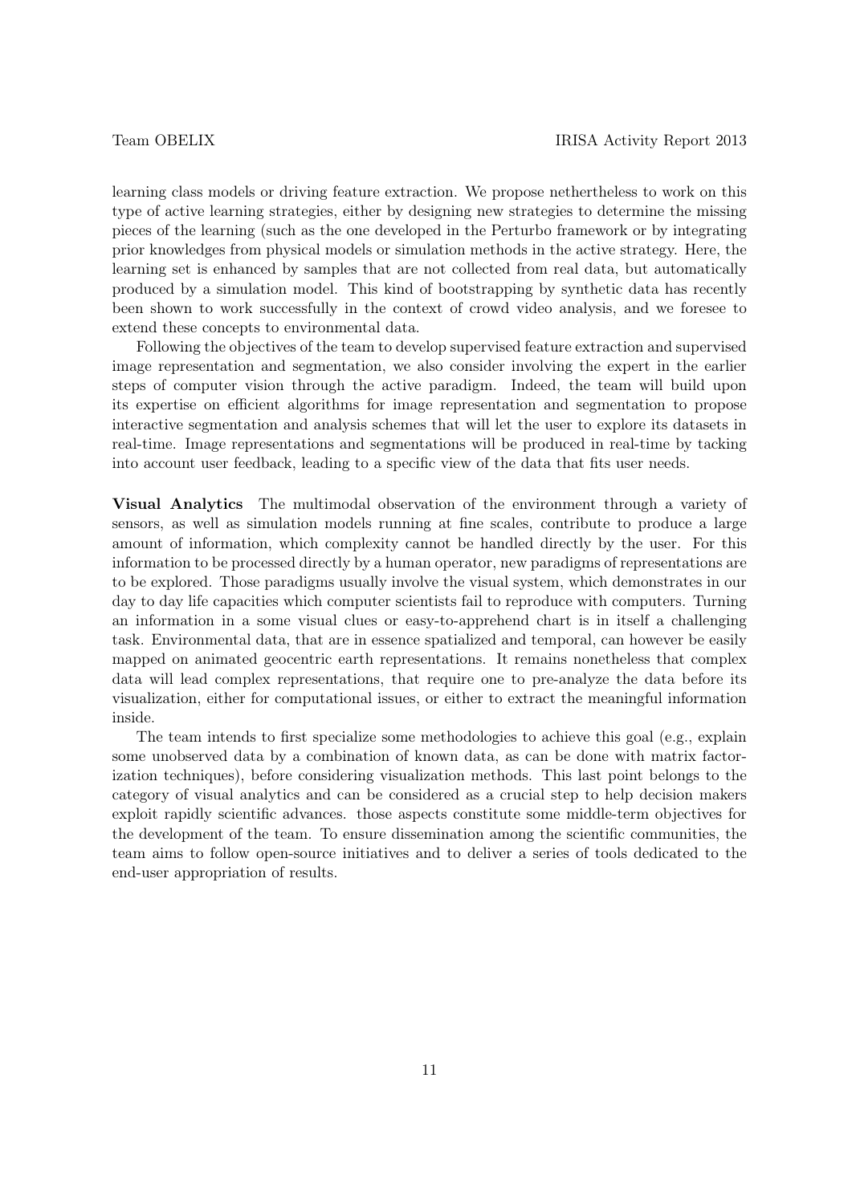learning class models or driving feature extraction. We propose nethertheless to work on this type of active learning strategies, either by designing new strategies to determine the missing pieces of the learning (such as the one developed in the Perturbo framework or by integrating prior knowledges from physical models or simulation methods in the active strategy. Here, the learning set is enhanced by samples that are not collected from real data, but automatically produced by a simulation model. This kind of bootstrapping by synthetic data has recently been shown to work successfully in the context of crowd video analysis, and we foresee to extend these concepts to environmental data.

Following the objectives of the team to develop supervised feature extraction and supervised image representation and segmentation, we also consider involving the expert in the earlier steps of computer vision through the active paradigm. Indeed, the team will build upon its expertise on efficient algorithms for image representation and segmentation to propose interactive segmentation and analysis schemes that will let the user to explore its datasets in real-time. Image representations and segmentations will be produced in real-time by tacking into account user feedback, leading to a specific view of the data that fits user needs.

**Visual Analytics** The multimodal observation of the environment through a variety of sensors, as well as simulation models running at fine scales, contribute to produce a large amount of information, which complexity cannot be handled directly by the user. For this information to be processed directly by a human operator, new paradigms of representations are to be explored. Those paradigms usually involve the visual system, which demonstrates in our day to day life capacities which computer scientists fail to reproduce with computers. Turning an information in a some visual clues or easy-to-apprehend chart is in itself a challenging task. Environmental data, that are in essence spatialized and temporal, can however be easily mapped on animated geocentric earth representations. It remains nonetheless that complex data will lead complex representations, that require one to pre-analyze the data before its visualization, either for computational issues, or either to extract the meaningful information inside.

The team intends to first specialize some methodologies to achieve this goal (e.g., explain some unobserved data by a combination of known data, as can be done with matrix factorization techniques), before considering visualization methods. This last point belongs to the category of visual analytics and can be considered as a crucial step to help decision makers exploit rapidly scientific advances. those aspects constitute some middle-term objectives for the development of the team. To ensure dissemination among the scientific communities, the team aims to follow open-source initiatives and to deliver a series of tools dedicated to the end-user appropriation of results.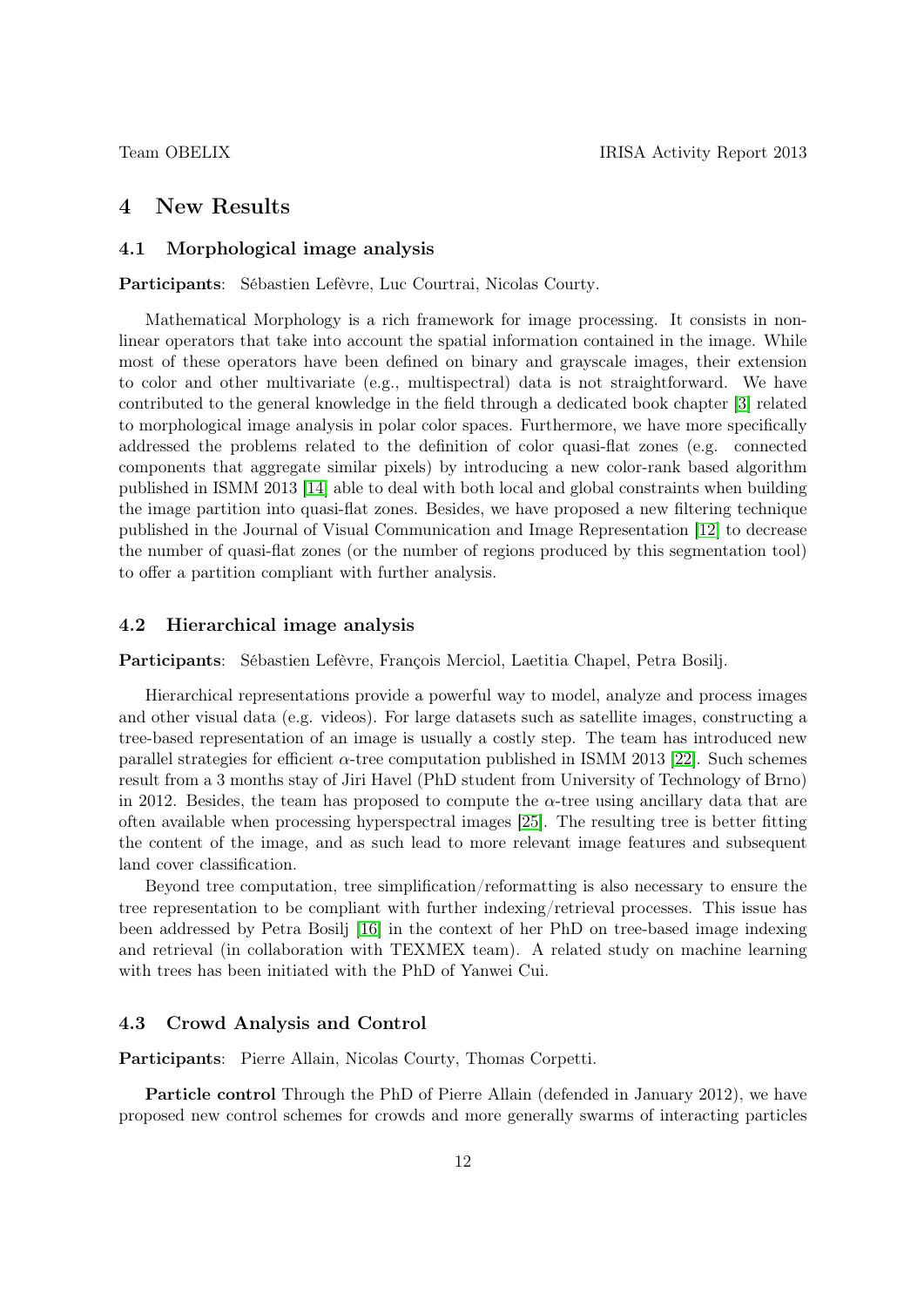# 4 New Results

## 4.1 Morphological image analysis

**Participants**: Sébastien Lefèvre, Luc Courtrai, Nicolas Courty.

Mathematical Morphology is a rich framework for image processing. It consists in non-linear operators that take into account the spatial information contained in the image. While most of these operators have been defined on binary and grayscale images, their extension to color and other multivariate (e.g., multispectral) data is not straightforward. We have contributed to the general knowledge in the field through a dedicated book chapter [3] related to morphological image analysis in polar color spaces. Furthermore, we have more specifically addressed the problems related to the definition of color quasi-flat zones (e.g. connected components that aggregate similar pixels) by introducing a new color-rank based algorithm published in ISMM 2013 [14] able to deal with both local and global constraints when building the image partition into quasi-flat zones. Besides, we have proposed a new filtering technique published in the Journal of Visual Communication and Image Representation [12] to decrease the number of quasi-flat zones (or the number of regions produced by this segmentation tool) to offer a partition compliant with further analysis.

## 4.2 Hierarchical image analysis

**Participants**: Sébastien Lefèvre, François Merciol, Laetitia Chapel, Petra Bosilj.

Hierarchical representations provide a powerful way to model, analyze and process images and other visual data (e.g. videos). For large datasets such as satellite images, constructing a tree-based representation of an image is usually a costly step. The team has introduced new parallel strategies for efficient $\alpha$-tree computation published in ISMM 2013 [22]. Such schemes result from a 3 months stay of Jiri Havel (PhD student from University of Technology of Brno) in 2012. Besides, the team has proposed to compute the $\alpha$-tree using ancillary data that are often available when processing hyperspectral images [25]. The resulting tree is better fitting the content of the image, and as such lead to more relevant image features and subsequent land cover classification.

Beyond tree computation, tree simplification/reformatting is also necessary to ensure the tree representation to be compliant with further indexing/retrieval processes. This issue has been addressed by Petra Bosilj [16] in the context of her PhD on tree-based image indexing and retrieval (in collaboration with TEXMEX team). A related study on machine learning with trees has been initiated with the PhD of Yanwei Cui.

## 4.3 Crowd Analysis and Control

**Participants**: Pierre Allain, Nicolas Courty, Thomas Corpetti.

**Particle control** Through the PhD of Pierre Allain (defended in January 2012), we have proposed new control schemes for crowds and more generally swarms of interacting particles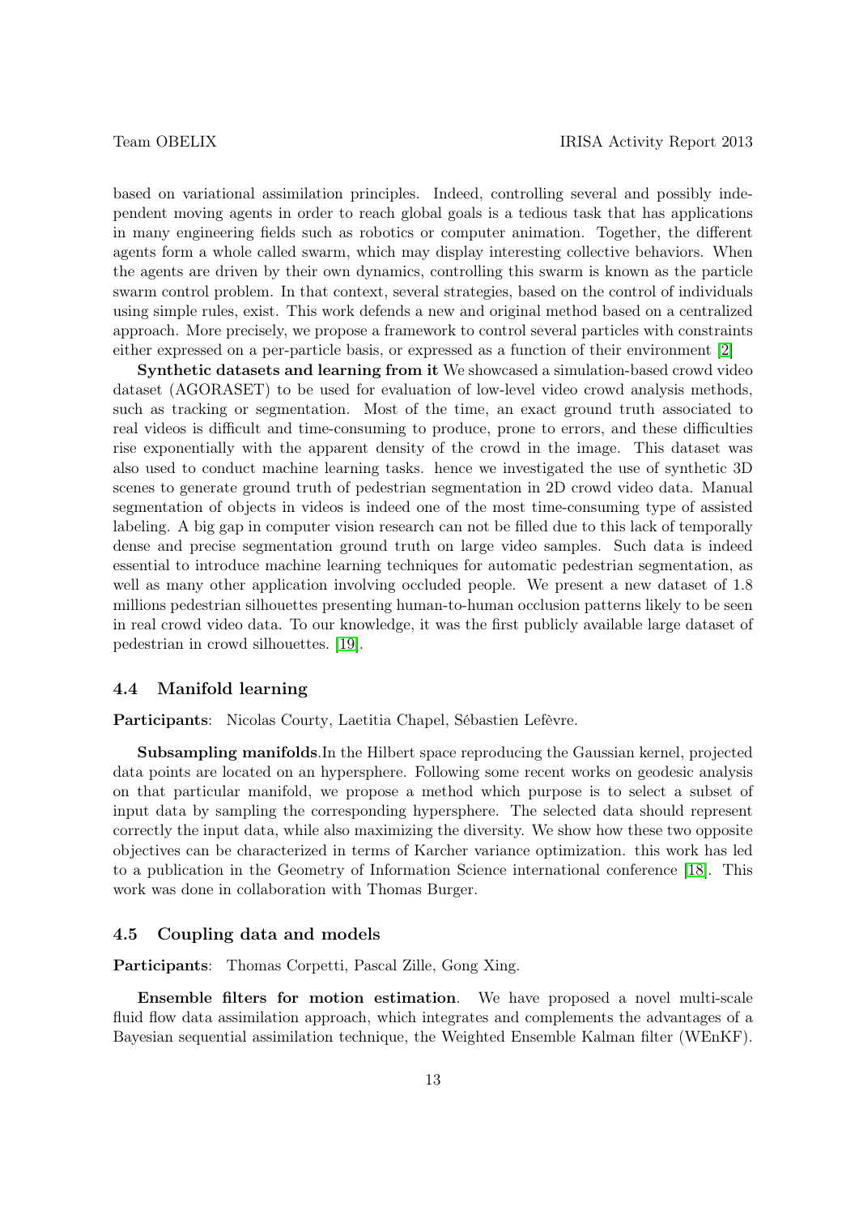based on variational assimilation principles. Indeed, controlling several and possibly independent moving agents in order to reach global goals is a tedious task that has applications in many engineering fields such as robotics or computer animation. Together, the different agents form a whole called swarm, which may display interesting collective behaviors. When the agents are driven by their own dynamics, controlling this swarm is known as the particle swarm control problem. In that context, several strategies, based on the control of individuals using simple rules, exist. This work defends a new and original method based on a centralized approach. More precisely, we propose a framework to control several particles with constraints either expressed on a per-particle basis, or expressed as a function of their environment [2]

**Synthetic datasets and learning from it** We showcased a simulation-based crowd video dataset (AGORASET) to be used for evaluation of low-level video crowd analysis methods, such as tracking or segmentation. Most of the time, an exact ground truth associated to real videos is difficult and time-consuming to produce, prone to errors, and these difficulties rise exponentially with the apparent density of the crowd in the image. This dataset was also used to conduct machine learning tasks. hence we investigated the use of synthetic 3D scenes to generate ground truth of pedestrian segmentation in 2D crowd video data. Manual segmentation of objects in videos is indeed one of the most time-consuming type of assisted labeling. A big gap in computer vision research can not be filled due to this lack of temporally dense and precise segmentation ground truth on large video samples. Such data is indeed essential to introduce machine learning techniques for automatic pedestrian segmentation, as well as many other application involving occluded people. We present a new dataset of 1.8 millions pedestrian silhouettes presenting human-to-human occlusion patterns likely to be seen in real crowd video data. To our knowledge, it was the first publicly available large dataset of pedestrian in crowd silhouettes. [19].

### 4.4 Manifold learning

**Participants**: Nicolas Courty, Laetitia Chapel, Sébastien Lefèvre.

**Subsampling manifolds**.In the Hilbert space reproducing the Gaussian kernel, projected data points are located on an hypersphere. Following some recent works on geodesic analysis on that particular manifold, we propose a method which purpose is to select a subset of input data by sampling the corresponding hypersphere. The selected data should represent correctly the input data, while also maximizing the diversity. We show how these two opposite objectives can be characterized in terms of Karcher variance optimization. this work has led to a publication in the Geometry of Information Science international conference [18]. This work was done in collaboration with Thomas Burger.

### 4.5 Coupling data and models

**Participants**: Thomas Corpetti, Pascal Zille, Gong Xing.

**Ensemble filters for motion estimation**. We have proposed a novel multi-scale fluid flow data assimilation approach, which integrates and complements the advantages of a Bayesian sequential assimilation technique, the Weighted Ensemble Kalman filter (WEnKF).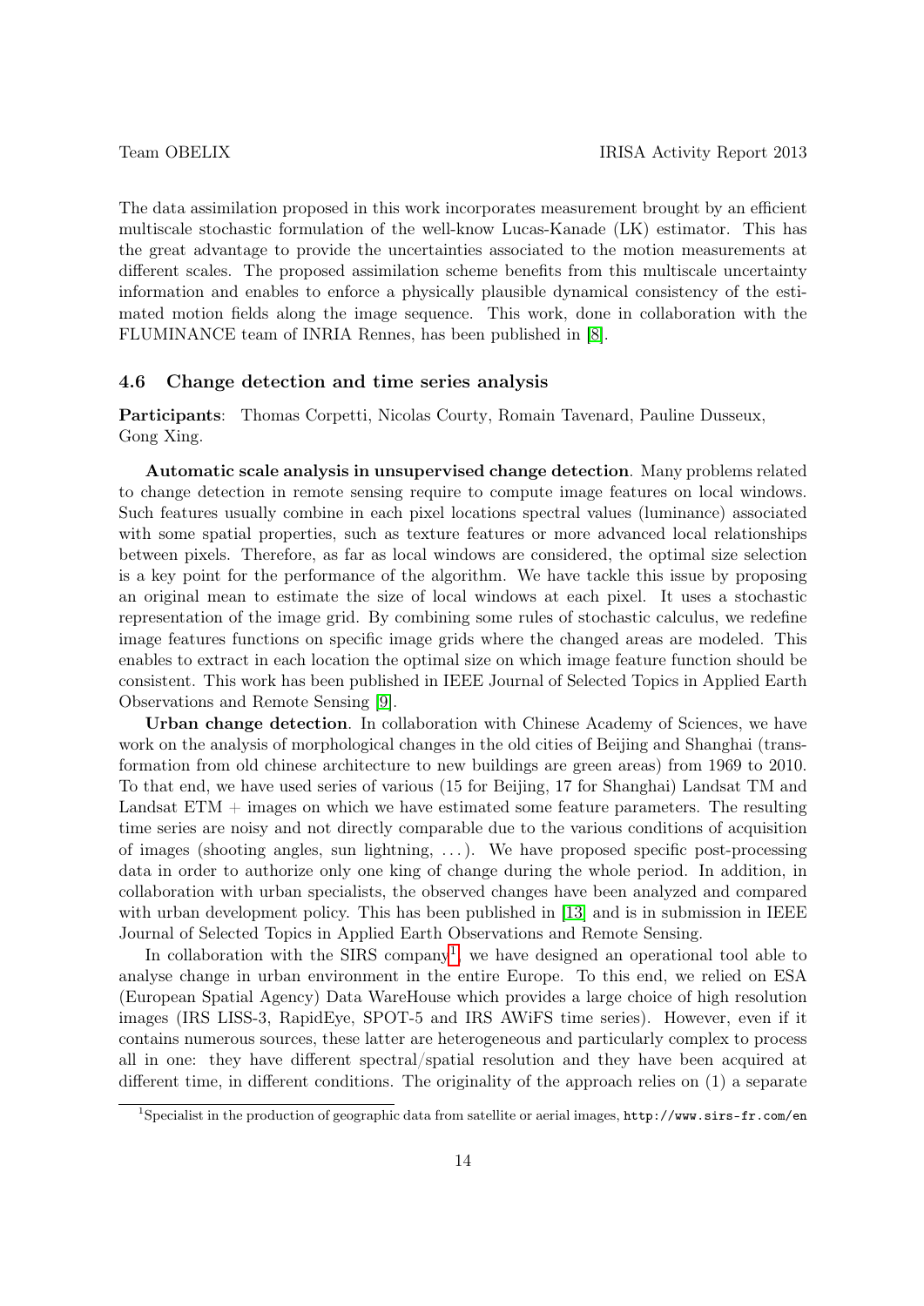The data assimilation proposed in this work incorporates measurement brought by an efficient multiscale stochastic formulation of the well-know Lucas-Kanade (LK) estimator. This has the great advantage to provide the uncertainties associated to the motion measurements at different scales. The proposed assimilation scheme benefits from this multiscale uncertainty information and enables to enforce a physically plausible dynamical consistency of the estimated motion fields along the image sequence. This work, done in collaboration with the FLUMINANCE team of INRIA Rennes, has been published in [8].

### 4.6 Change detection and time series analysis

**Participants**: Thomas Corpetti, Nicolas Courty, Romain Tavenard, Pauline Dusseux, Gong Xing.

**Automatic scale analysis in unsupervised change detection**. Many problems related to change detection in remote sensing require to compute image features on local windows. Such features usually combine in each pixel locations spectral values (luminance) associated with some spatial properties, such as texture features or more advanced local relationships between pixels. Therefore, as far as local windows are considered, the optimal size selection is a key point for the performance of the algorithm. We have tackle this issue by proposing an original mean to estimate the size of local windows at each pixel. It uses a stochastic representation of the image grid. By combining some rules of stochastic calculus, we redefine image features functions on specific image grids where the changed areas are modeled. This enables to extract in each location the optimal size on which image feature function should be consistent. This work has been published in IEEE Journal of Selected Topics in Applied Earth Observations and Remote Sensing [9].

**Urban change detection**. In collaboration with Chinese Academy of Sciences, we have work on the analysis of morphological changes in the old cities of Beijing and Shanghai (transformation from old chinese architecture to new buildings are green areas) from 1969 to 2010. To that end, we have used series of various (15 for Beijing, 17 for Shanghai) Landsat TM and Landsat ETM + images on which we have estimated some feature parameters. The resulting time series are noisy and not directly comparable due to the various conditions of acquisition of images (shooting angles, sun lightning, ...). We have proposed specific post-processing data in order to authorize only one king of change during the whole period. In addition, in collaboration with urban specialists, the observed changes have been analyzed and compared with urban development policy. This has been published in [13] and is in submission in IEEE Journal of Selected Topics in Applied Earth Observations and Remote Sensing.

In collaboration with the SIRS company[1], we have designed an operational tool able to analyse change in urban environment in the entire Europe. To this end, we relied on ESA (European Spatial Agency) Data WareHouse which provides a large choice of high resolution images (IRS LISS-3, RapidEye, SPOT-5 and IRS AWiFS time series). However, even if it contains numerous sources, these latter are heterogeneous and particularly complex to process all in one: they have different spectral/spatial resolution and they have been acquired at different time, in different conditions. The originality of the approach relies on (1) a separate

[1] Specialist in the production of geographic data from satellite or aerial images, http://www.sirs-fr.com/en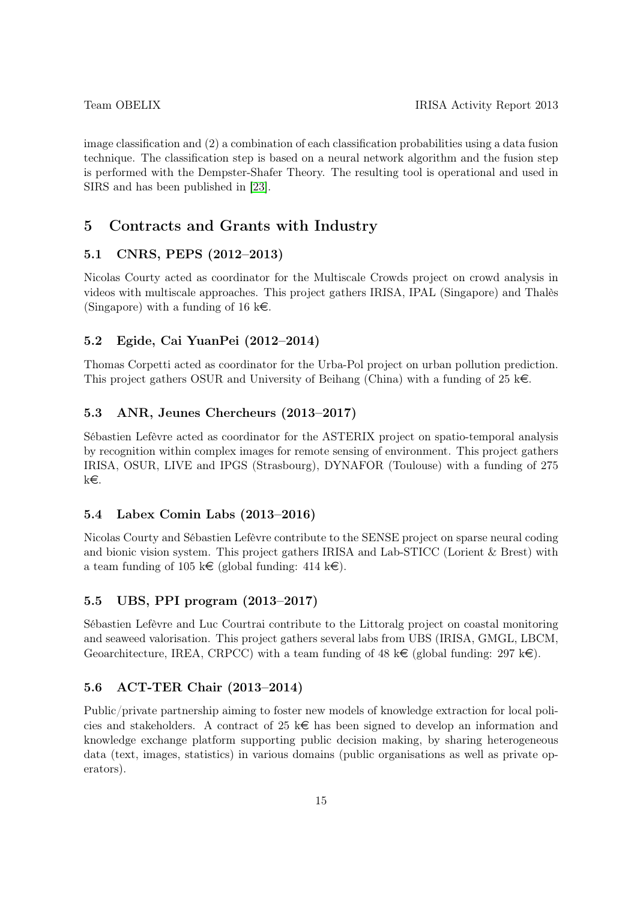image classification and (2) a combination of each classification probabilities using a data fusion technique. The classification step is based on a neural network algorithm and the fusion step is performed with the Dempster-Shafer Theory. The resulting tool is operational and used in SIRS and has been published in [23].

# 5 Contracts and Grants with Industry

## 5.1 CNRS, PEPS (2012–2013)

Nicolas Courty acted as coordinator for the Multiscale Crowds project on crowd analysis in videos with multiscale approaches. This project gathers IRISA, IPAL (Singapore) and Thalès (Singapore) with a funding of 16 k€.

## 5.2 Egide, Cai YuanPei (2012–2014)

Thomas Corpetti acted as coordinator for the Urba-Pol project on urban pollution prediction. This project gathers OSUR and University of Beihang (China) with a funding of 25 k€.

## 5.3 ANR, Jeunes Chercheurs (2013–2017)

Sébastien Lefèvre acted as coordinator for the ASTERIX project on spatio-temporal analysis by recognition within complex images for remote sensing of environment. This project gathers IRISA, OSUR, LIVE and IPGS (Strasbourg), DYNAFOR (Toulouse) with a funding of 275 k€.

## 5.4 Labex Comin Labs (2013–2016)

Nicolas Courty and Sébastien Lefèvre contribute to the SENSE project on sparse neural coding and bionic vision system. This project gathers IRISA and Lab-STICC (Lorient & Brest) with a team funding of 105 k€ (global funding: 414 k€).

## 5.5 UBS, PPI program (2013–2017)

Sébastien Lefèvre and Luc Courtrai contribute to the Littoralg project on coastal monitoring and seaweed valorisation. This project gathers several labs from UBS (IRISA, GMGL, LBCM, Geoarchitecture, IREA, CRPCC) with a team funding of 48 k€ (global funding: 297 k€).

## 5.6 ACT-TER Chair (2013–2014)

Public/private partnership aiming to foster new models of knowledge extraction for local policies and stakeholders. A contract of 25 k€ has been signed to develop an information and knowledge exchange platform supporting public decision making, by sharing heterogeneous data (text, images, statistics) in various domains (public organisations as well as private operators).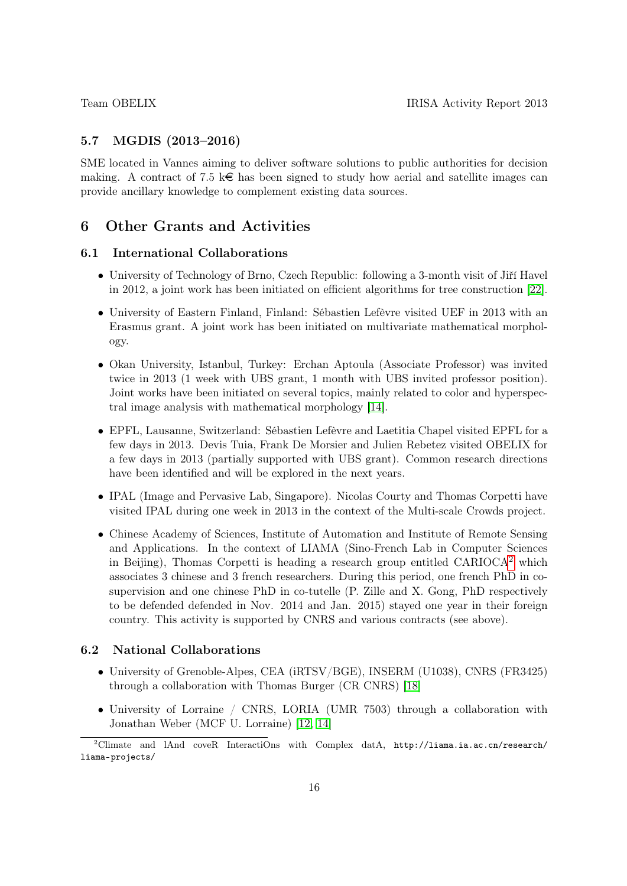### 5.7 MGDIS (2013–2016)

SME located in Vannes aiming to deliver software solutions to public authorities for decision making. A contract of 7.5 k€ has been signed to study how aerial and satellite images can provide ancillary knowledge to complement existing data sources.

## 6 Other Grants and Activities

### 6.1 International Collaborations

- University of Technology of Brno, Czech Republic: following a 3-month visit of Jiří Havel in 2012, a joint work has been initiated on efficient algorithms for tree construction [22].
- University of Eastern Finland, Finland: Sébastien Lefèvre visited UEF in 2013 with an Erasmus grant. A joint work has been initiated on multivariate mathematical morphology.
- Okan University, Istanbul, Turkey: Erchan Aptoula (Associate Professor) was invited twice in 2013 (1 week with UBS grant, 1 month with UBS invited professor position). Joint works have been initiated on several topics, mainly related to color and hyperspectral image analysis with mathematical morphology [14].
- EPFL, Lausanne, Switzerland: Sébastien Lefèvre and Laetitia Chapel visited EPFL for a few days in 2013. Devis Tuia, Frank De Morsier and Julien Rebetez visited OBELIX for a few days in 2013 (partially supported with UBS grant). Common research directions have been identified and will be explored in the next years.
- IPAL (Image and Pervasive Lab, Singapore). Nicolas Courty and Thomas Corpetti have visited IPAL during one week in 2013 in the context of the Multi-scale Crowds project.
- Chinese Academy of Sciences, Institute of Automation and Institute of Remote Sensing and Applications. In the context of LIAMA (Sino-French Lab in Computer Sciences in Beijing), Thomas Corpetti is heading a research group entitled CARIOCA[2] which associates 3 chinese and 3 french researchers. During this period, one french PhD in co-supervision and one chinese PhD in co-tutelle (P. Zille and X. Gong, PhD respectively to be defended defended in Nov. 2014 and Jan. 2015) stayed one year in their foreign country. This activity is supported by CNRS and various contracts (see above).

### 6.2 National Collaborations

- University of Grenoble-Alpes, CEA (iRTSV/BGE), INSERM (U1038), CNRS (FR3425) through a collaboration with Thomas Burger (CR CNRS) [18]
- University of Lorraine / CNRS, LORIA (UMR 7503) through a collaboration with Jonathan Weber (MCF U. Lorraine) [12, 14]

[2] Climate and lAnd coveR InteractiOns with Complex datA, http://liama.ia.ac.cn/research/liama-projects/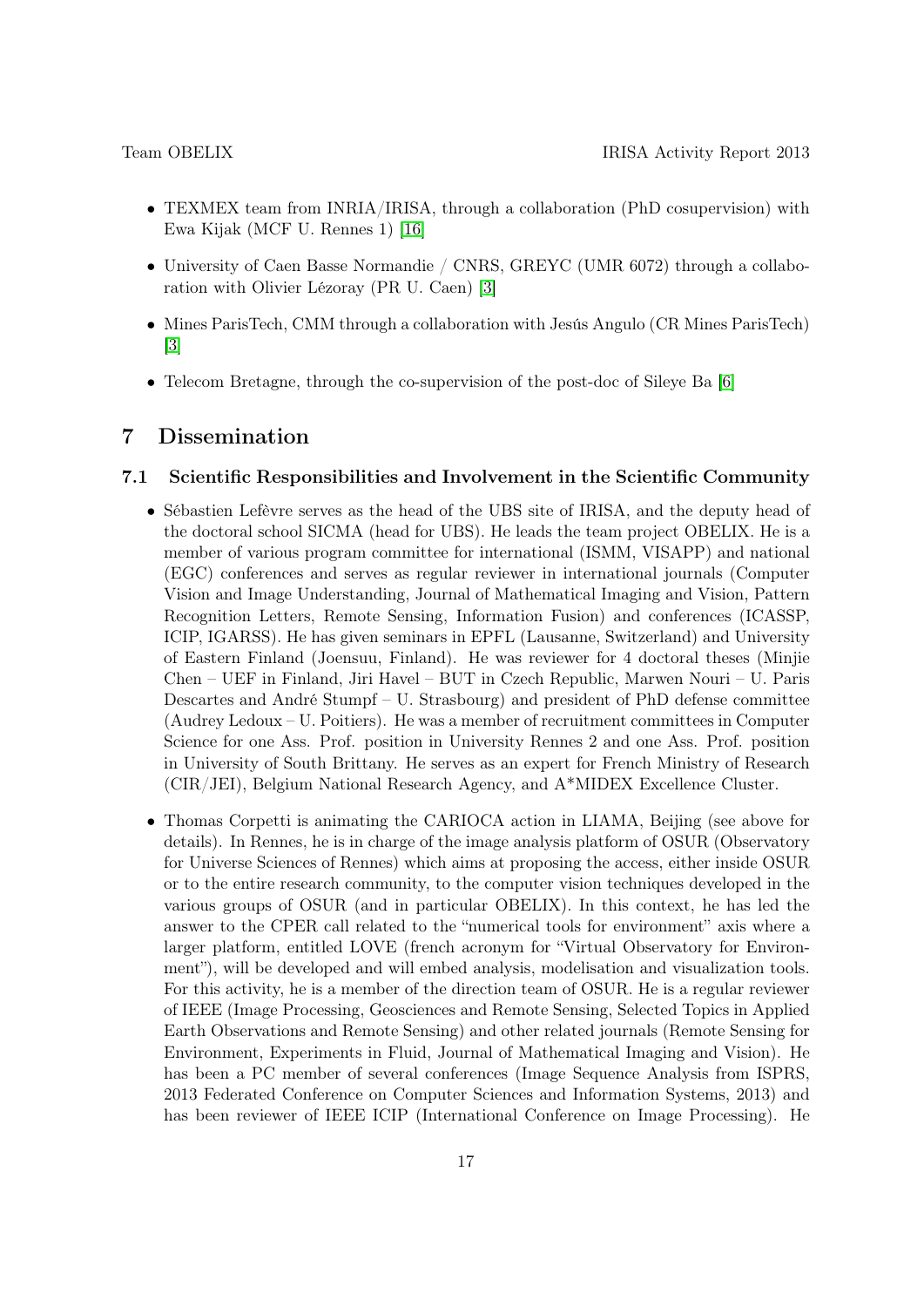- TEXMEX team from INRIA/IRISA, through a collaboration (PhD cosupervision) with Ewa Kijak (MCF U. Rennes 1) [16]
- University of Caen Basse Normandie / CNRS, GREYC (UMR 6072) through a collaboration with Olivier Lézoray (PR U. Caen) [3]
- Mines ParisTech, CMM through a collaboration with Jesús Angulo (CR Mines ParisTech) [3]
- Telecom Bretagne, through the co-supervision of the post-doc of Sileye Ba [6]

# 7 Dissemination

## 7.1 Scientific Responsibilities and Involvement in the Scientific Community

- Sébastien Lefèvre serves as the head of the UBS site of IRISA, and the deputy head of the doctoral school SICMA (head for UBS). He leads the team project OBELIX. He is a member of various program committee for international (ISMM, VISAPP) and national (EGC) conferences and serves as regular reviewer in international journals (Computer Vision and Image Understanding, Journal of Mathematical Imaging and Vision, Pattern Recognition Letters, Remote Sensing, Information Fusion) and conferences (ICASSP, ICIP, IGARSS). He has given seminars in EPFL (Lausanne, Switzerland) and University of Eastern Finland (Joensuu, Finland). He was reviewer for 4 doctoral theses (Minjie Chen – UEF in Finland, Jiri Havel – BUT in Czech Republic, Marwen Nouri – U. Paris Descartes and André Stumpf – U. Strasbourg) and president of PhD defense committee (Audrey Ledoux – U. Poitiers). He was a member of recruitment committees in Computer Science for one Ass. Prof. position in University Rennes 2 and one Ass. Prof. position in University of South Brittany. He serves as an expert for French Ministry of Research (CIR/JEI), Belgium National Research Agency, and A*MIDEX Excellence Cluster.
- Thomas Corpetti is animating the CARIOCA action in LIAMA, Beijing (see above for details). In Rennes, he is in charge of the image analysis platform of OSUR (Observatory for Universe Sciences of Rennes) which aims at proposing the access, either inside OSUR or to the entire research community, to the computer vision techniques developed in the various groups of OSUR (and in particular OBELIX). In this context, he has led the answer to the CPER call related to the "numerical tools for environment" axis where a larger platform, entitled LOVE (french acronym for "Virtual Observatory for Environment"), will be developed and will embed analysis, modelisation and visualization tools. For this activity, he is a member of the direction team of OSUR. He is a regular reviewer of IEEE (Image Processing, Geosciences and Remote Sensing, Selected Topics in Applied Earth Observations and Remote Sensing) and other related journals (Remote Sensing for Environment, Experiments in Fluid, Journal of Mathematical Imaging and Vision). He has been a PC member of several conferences (Image Sequence Analysis from ISPRS, 2013 Federated Conference on Computer Sciences and Information Systems, 2013) and has been reviewer of IEEE ICIP (International Conference on Image Processing). He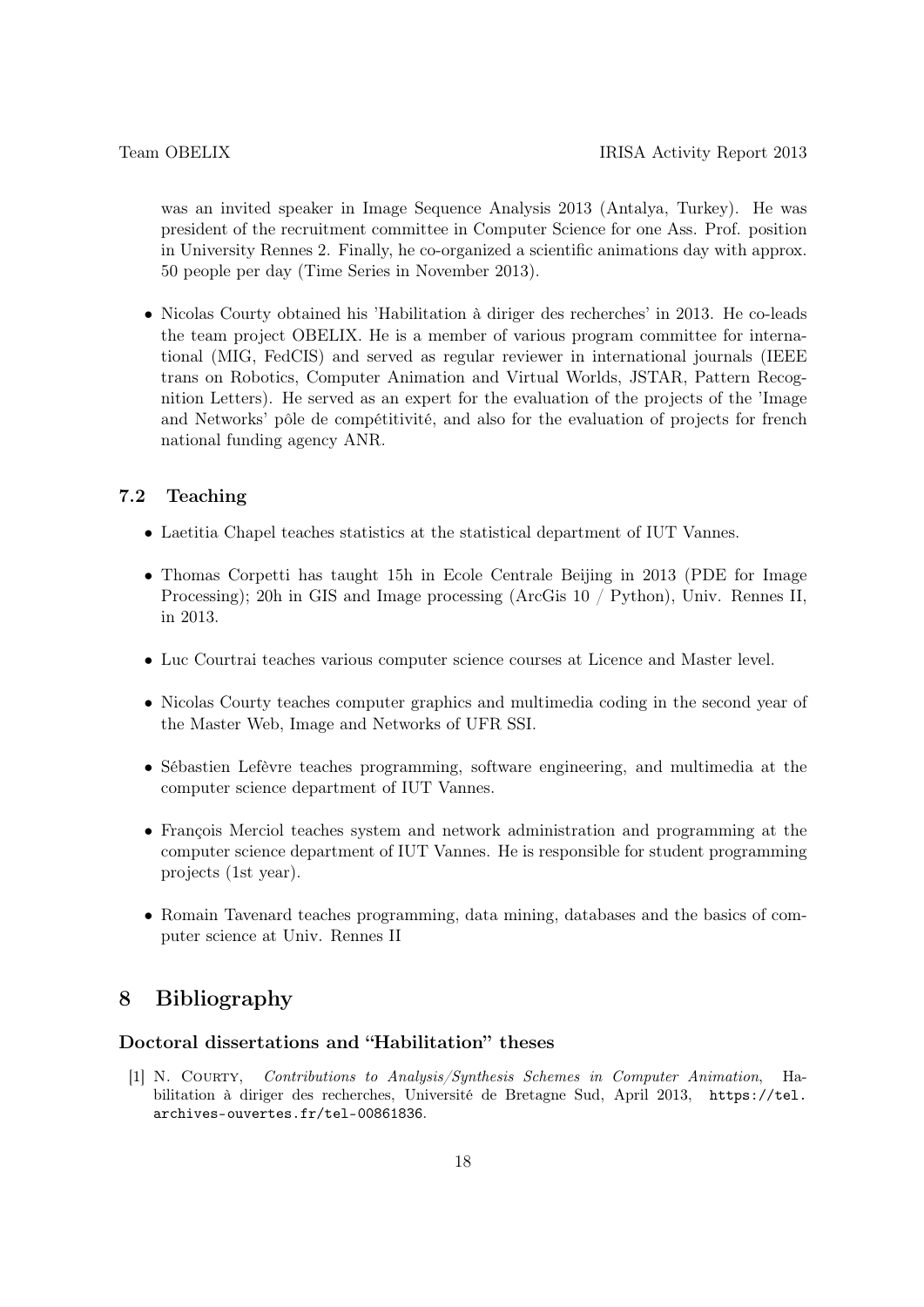was an invited speaker in Image Sequence Analysis 2013 (Antalya, Turkey). He was president of the recruitment committee in Computer Science for one Ass. Prof. position in University Rennes 2. Finally, he co-organized a scientific animations day with approx. 50 people per day (Time Series in November 2013).

- Nicolas Courty obtained his 'Habilitation à diriger des recherches' in 2013. He co-leads the team project OBELIX. He is a member of various program committee for international (MIG, FedCIS) and served as regular reviewer in international journals (IEEE trans on Robotics, Computer Animation and Virtual Worlds, JSTAR, Pattern Recognition Letters). He served as an expert for the evaluation of the projects of the 'Image and Networks' pôle de compétitivité, and also for the evaluation of projects for french national funding agency ANR.

### 7.2 Teaching

- Laetitia Chapel teaches statistics at the statistical department of IUT Vannes.
- Thomas Corpetti has taught 15h in Ecole Centrale Beijing in 2013 (PDE for Image Processing); 20h in GIS and Image processing (ArcGis 10 / Python), Univ. Rennes II, in 2013.
- Luc Courtrai teaches various computer science courses at Licence and Master level.
- Nicolas Courty teaches computer graphics and multimedia coding in the second year of the Master Web, Image and Networks of UFR SSI.
- Sébastien Lefèvre teaches programming, software engineering, and multimedia at the computer science department of IUT Vannes.
- François Merciol teaches system and network administration and programming at the computer science department of IUT Vannes. He is responsible for student programming projects (1st year).
- Romain Tavenard teaches programming, data mining, databases and the basics of computer science at Univ. Rennes II

## 8 Bibliography

### Doctoral dissertations and "Habilitation" theses

[1] N. Courty, *Contributions to Analysis/Synthesis Schemes in Computer Animation*, Habilitation à diriger des recherches, Université de Bretagne Sud, April 2013, https://tel.archives-ouvertes.fr/tel-00861836.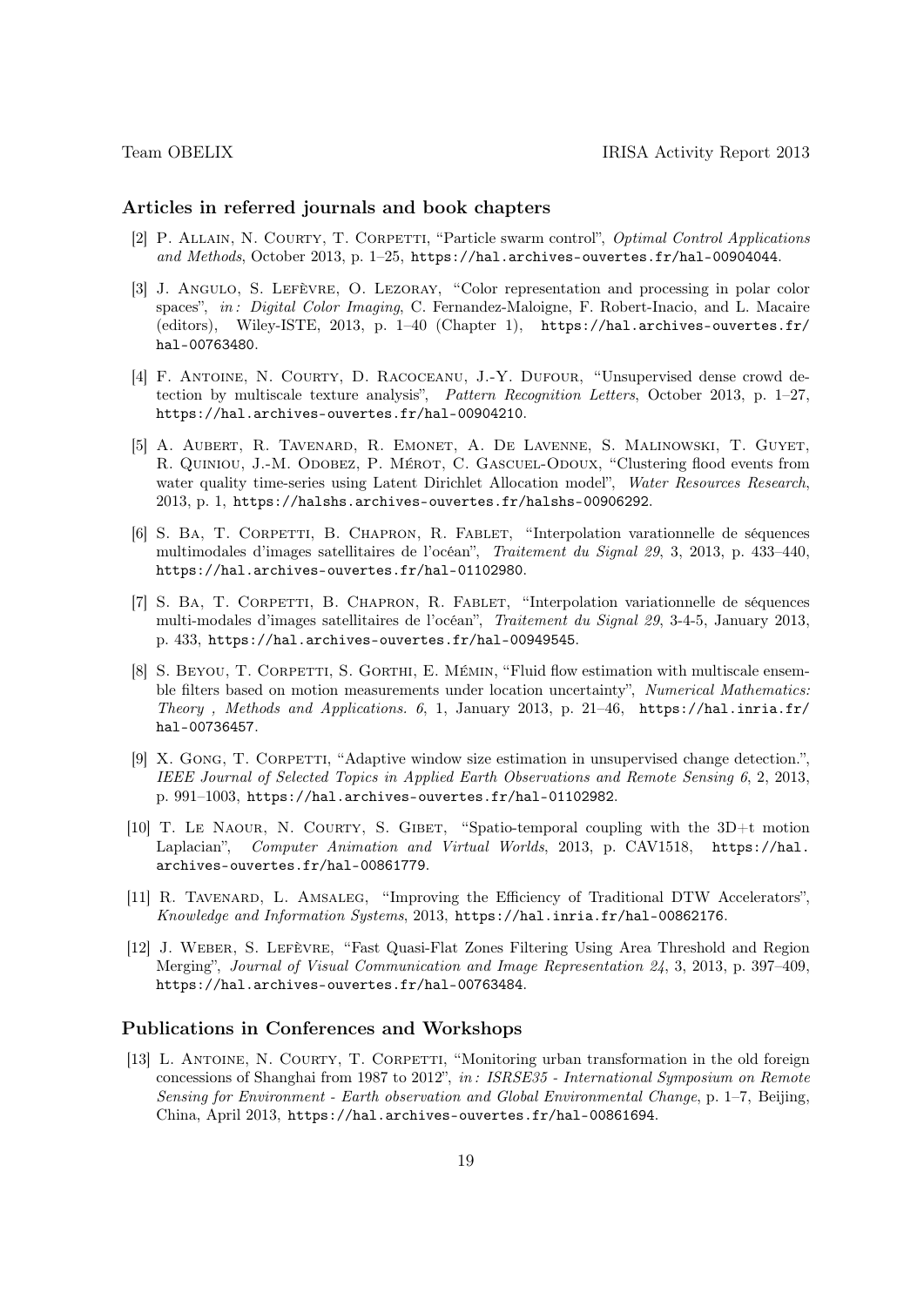### Articles in referred journals and book chapters

[2] P. Allain, N. Courty, T. Corpetti, "Particle swarm control", *Optimal Control Applications and Methods*, October 2013, p. 1–25, https://hal.archives-ouvertes.fr/hal-00904044.

[3] J. Angulo, S. Lefèvre, O. Lezoray, "Color representation and processing in polar color spaces", *in: Digital Color Imaging*, C. Fernandez-Maloigne, F. Robert-Inacio, and L. Macaire (editors), Wiley-ISTE, 2013, p. 1–40 (Chapter 1), https://hal.archives-ouvertes.fr/hal-00763480.

[4] F. Antoine, N. Courty, D. Racoceanu, J.-Y. Dufour, "Unsupervised dense crowd detection by multiscale texture analysis", *Pattern Recognition Letters*, October 2013, p. 1–27, https://hal.archives-ouvertes.fr/hal-00904210.

[5] A. Aubert, R. Tavenard, R. Emonet, A. De Lavenne, S. Malinowski, T. Guyet, R. Quiniou, J.-M. Odobez, P. Mérot, C. Gascuel-Odoux, "Clustering flood events from water quality time-series using Latent Dirichlet Allocation model", *Water Resources Research*, 2013, p. 1, https://halshs.archives-ouvertes.fr/halshs-00906292.

[6] S. Ba, T. Corpetti, B. Chapron, R. Fablet, "Interpolation varationnelle de séquences multimodales d'images satellitaires de l'océan", *Traitement du Signal 29*, 3, 2013, p. 433–440, https://hal.archives-ouvertes.fr/hal-01102980.

[7] S. Ba, T. Corpetti, B. Chapron, R. Fablet, "Interpolation variationnelle de séquences multi-modales d'images satellitaires de l'océan", *Traitement du Signal 29*, 3-4-5, January 2013, p. 433, https://hal.archives-ouvertes.fr/hal-00949545.

[8] S. Beyou, T. Corpetti, S. Gorthi, E. Mémin, "Fluid flow estimation with multiscale ensemble filters based on motion measurements under location uncertainty", *Numerical Mathematics: Theory , Methods and Applications. 6*, 1, January 2013, p. 21–46, https://hal.inria.fr/hal-00736457.

[9] X. Gong, T. Corpetti, "Adaptive window size estimation in unsupervised change detection.", *IEEE Journal of Selected Topics in Applied Earth Observations and Remote Sensing 6*, 2, 2013, p. 991–1003, https://hal.archives-ouvertes.fr/hal-01102982.

[10] T. Le Naour, N. Courty, S. Gibet, "Spatio-temporal coupling with the 3D+t motion Laplacian", *Computer Animation and Virtual Worlds*, 2013, p. CAV1518, https://hal.archives-ouvertes.fr/hal-00861779.

[11] R. Tavenard, L. Amsaleg, "Improving the Efficiency of Traditional DTW Accelerators", *Knowledge and Information Systems*, 2013, https://hal.inria.fr/hal-00862176.

[12] J. Weber, S. Lefèvre, "Fast Quasi-Flat Zones Filtering Using Area Threshold and Region Merging", *Journal of Visual Communication and Image Representation 24*, 3, 2013, p. 397–409, https://hal.archives-ouvertes.fr/hal-00763484.

### Publications in Conferences and Workshops

[13] L. Antoine, N. Courty, T. Corpetti, "Monitoring urban transformation in the old foreign concessions of Shanghai from 1987 to 2012", *in: ISRSE35 - International Symposium on Remote Sensing for Environment - Earth observation and Global Environmental Change*, p. 1–7, Beijing, China, April 2013, https://hal.archives-ouvertes.fr/hal-00861694.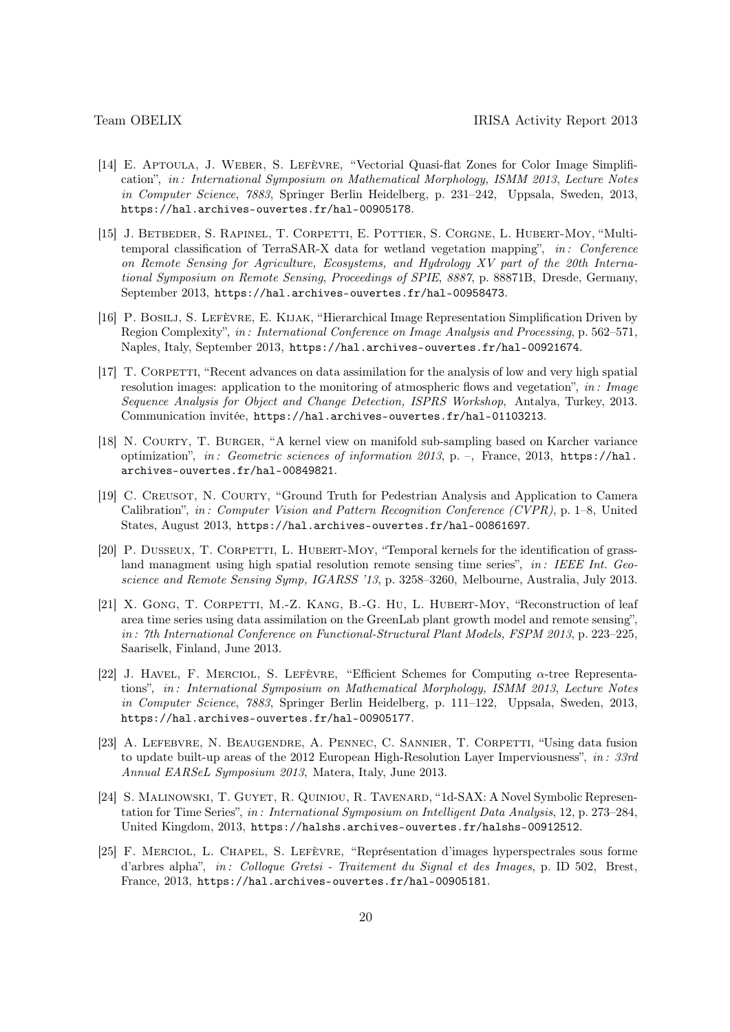[14] E. Aptoula, J. Weber, S. Lefèvre, "Vectorial Quasi-flat Zones for Color Image Simplification", *in: International Symposium on Mathematical Morphology, ISMM 2013*, *Lecture Notes in Computer Science*, *7883*, Springer Berlin Heidelberg, p. 231–242, Uppsala, Sweden, 2013, https://hal.archives-ouvertes.fr/hal-00905178.

[15] J. Betbeder, S. Rapinel, T. Corpetti, E. Pottier, S. Corgne, L. Hubert-Moy, "Multi-temporal classification of TerraSAR-X data for wetland vegetation mapping", *in: Conference on Remote Sensing for Agriculture, Ecosystems, and Hydrology XV part of the 20th International Symposium on Remote Sensing*, *Proceedings of SPIE*, *8887*, p. 88871B, Dresde, Germany, September 2013, https://hal.archives-ouvertes.fr/hal-00958473.

[16] P. Bosilj, S. Lefèvre, E. Kijak, "Hierarchical Image Representation Simplification Driven by Region Complexity", *in: International Conference on Image Analysis and Processing*, p. 562–571, Naples, Italy, September 2013, https://hal.archives-ouvertes.fr/hal-00921674.

[17] T. Corpetti, "Recent advances on data assimilation for the analysis of low and very high spatial resolution images: application to the monitoring of atmospheric flows and vegetation", *in: Image Sequence Analysis for Object and Change Detection, ISPRS Workshop*, Antalya, Turkey, 2013. Communication invitée, https://hal.archives-ouvertes.fr/hal-01103213.

[18] N. Courty, T. Burger, "A kernel view on manifold sub-sampling based on Karcher variance optimization", *in: Geometric sciences of information 2013*, p. –, France, 2013, https://hal.archives-ouvertes.fr/hal-00849821.

[19] C. Creusot, N. Courty, "Ground Truth for Pedestrian Analysis and Application to Camera Calibration", *in: Computer Vision and Pattern Recognition Conference (CVPR)*, p. 1–8, United States, August 2013, https://hal.archives-ouvertes.fr/hal-00861697.

[20] P. Dusseux, T. Corpetti, L. Hubert-Moy, "Temporal kernels for the identification of grassland managment using high spatial resolution remote sensing time series", *in: IEEE Int. Geoscience and Remote Sensing Symp, IGARSS '13*, p. 3258–3260, Melbourne, Australia, July 2013.

[21] X. Gong, T. Corpetti, M.-Z. Kang, B.-G. Hu, L. Hubert-Moy, "Reconstruction of leaf area time series using data assimilation on the GreenLab plant growth model and remote sensing", *in: 7th International Conference on Functional-Structural Plant Models, FSPM 2013*, p. 223–225, Saariselk, Finland, June 2013.

[22] J. Havel, F. Merciol, S. Lefèvre, "Efficient Schemes for Computing $\alpha$-tree Representations", *in: International Symposium on Mathematical Morphology, ISMM 2013*, *Lecture Notes in Computer Science*, *7883*, Springer Berlin Heidelberg, p. 111–122, Uppsala, Sweden, 2013, https://hal.archives-ouvertes.fr/hal-00905177.

[23] A. Lefebvre, N. Beaugendre, A. Pennec, C. Sannier, T. Corpetti, "Using data fusion to update built-up areas of the 2012 European High-Resolution Layer Imperviousness", *in: 33rd Annual EARSeL Symposium 2013*, Matera, Italy, June 2013.

[24] S. Malinowski, T. Guyet, R. Quiniou, R. Tavenard, "1d-SAX: A Novel Symbolic Representation for Time Series", *in: International Symposium on Intelligent Data Analysis*, 12, p. 273–284, United Kingdom, 2013, https://halshs.archives-ouvertes.fr/halshs-00912512.

[25] F. Merciol, L. Chapel, S. Lefèvre, "Représentation d'images hyperspectrales sous forme d'arbres alpha", *in: Colloque Gretsi - Traitement du Signal et des Images*, p. ID 502, Brest, France, 2013, https://hal.archives-ouvertes.fr/hal-00905181.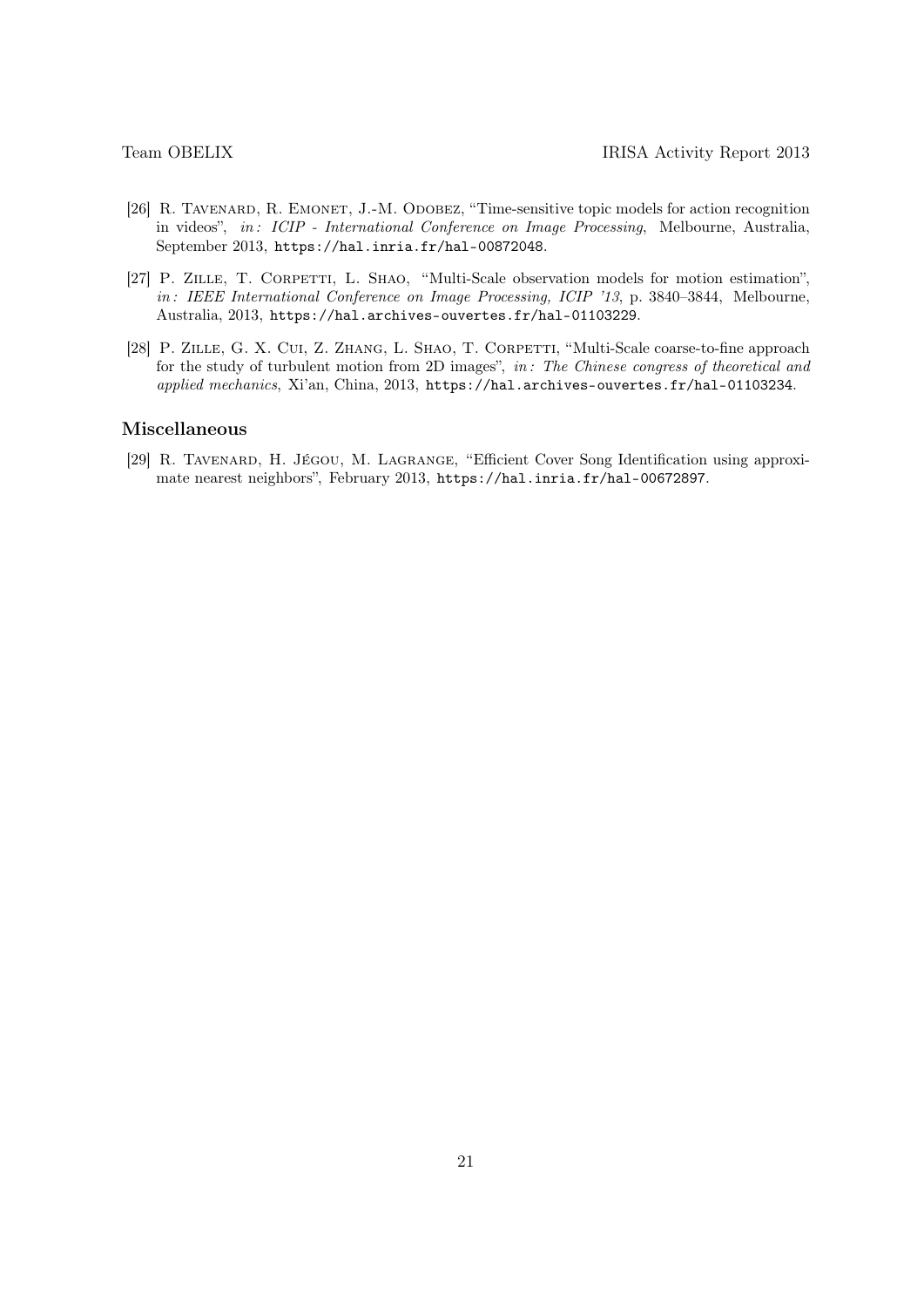[26] R. Tavenard, R. Emonet, J.-M. Odobez, "Time-sensitive topic models for action recognition in videos", *in: ICIP - International Conference on Image Processing*, Melbourne, Australia, September 2013, https://hal.inria.fr/hal-00872048.

[27] P. Zille, T. Corpetti, L. Shao, "Multi-Scale observation models for motion estimation", *in: IEEE International Conference on Image Processing, ICIP '13*, p. 3840–3844, Melbourne, Australia, 2013, https://hal.archives-ouvertes.fr/hal-01103229.

[28] P. Zille, G. X. Cui, Z. Zhang, L. Shao, T. Corpetti, "Multi-Scale coarse-to-fine approach for the study of turbulent motion from 2D images", *in: The Chinese congress of theoretical and applied mechanics*, Xi'an, China, 2013, https://hal.archives-ouvertes.fr/hal-01103234.

### Miscellaneous

[29] R. Tavenard, H. Jégou, M. Lagrange, "Efficient Cover Song Identification using approximate nearest neighbors", February 2013, https://hal.inria.fr/hal-00672897.